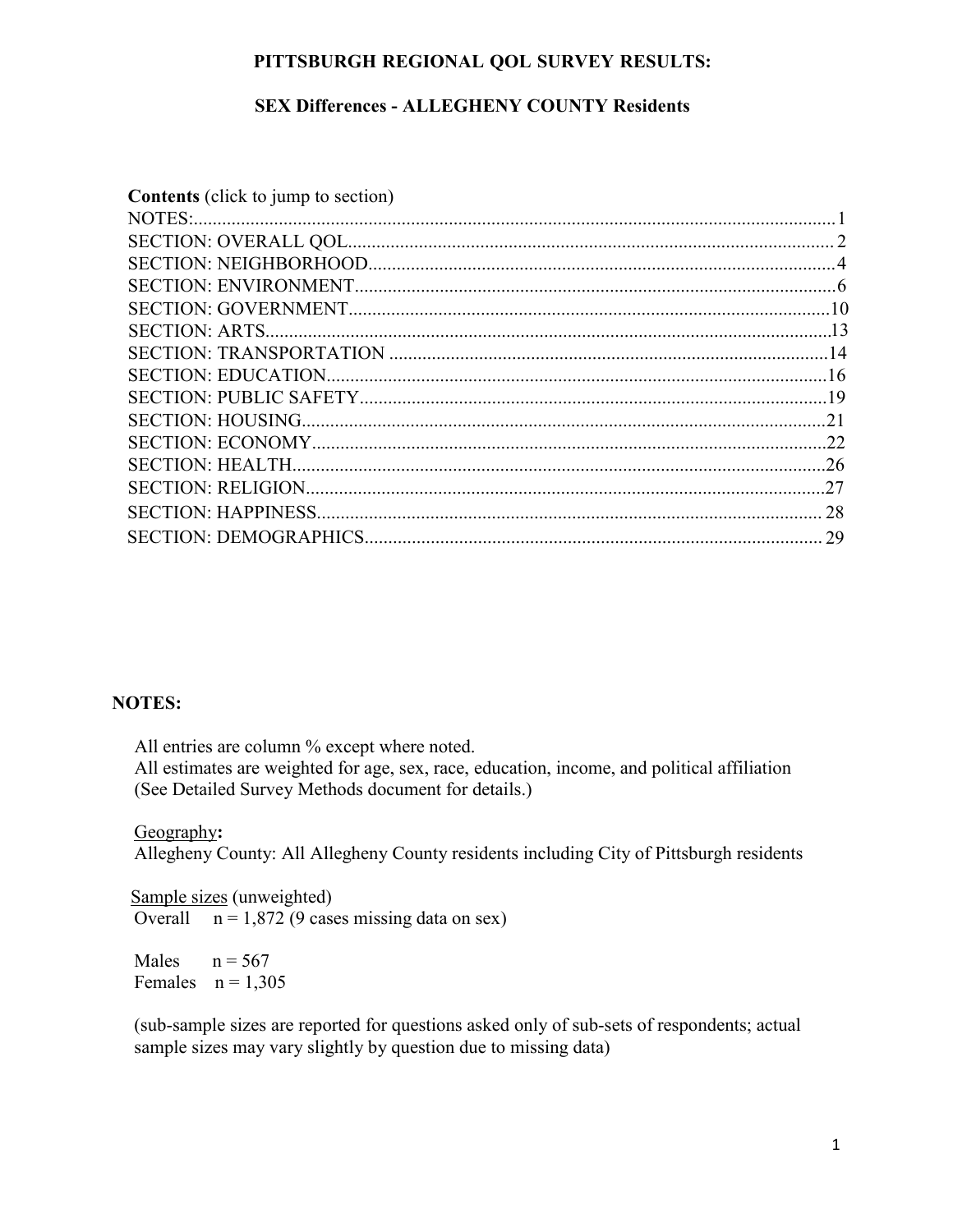# PITTSBURGH REGIONAL QOL SURVEY RESULTS:

## SEX Differences - ALLEGHENY COUNTY Residents

**Contents** (click to jump to section)

NOTES:.....1
SECTION: OVERALL QOL.....2
SECTION: NEIGHBORHOOD.....4
SECTION: ENVIRONMENT.....6
SECTION: GOVERNMENT.....10
SECTION: ARTS.....13
SECTION: TRANSPORTATION.....14
SECTION: EDUCATION.....16
SECTION: PUBLIC SAFETY.....19
SECTION: HOUSING.....21
SECTION: ECONOMY.....22
SECTION: HEALTH.....26
SECTION: RELIGION.....27
SECTION: HAPPINESS.....28
SECTION: DEMOGRAPHICS.....29

## NOTES:

All entries are column % except where noted.
All estimates are weighted for age, sex, race, education, income, and political affiliation (See Detailed Survey Methods document for details.)

Geography**:**
Allegheny County: All Allegheny County residents including City of Pittsburgh residents

Sample sizes (unweighted)
Overall n = 1,872 (9 cases missing data on sex)

Males n = 567
Females n = 1,305

(sub-sample sizes are reported for questions asked only of sub-sets of respondents; actual sample sizes may vary slightly by question due to missing data)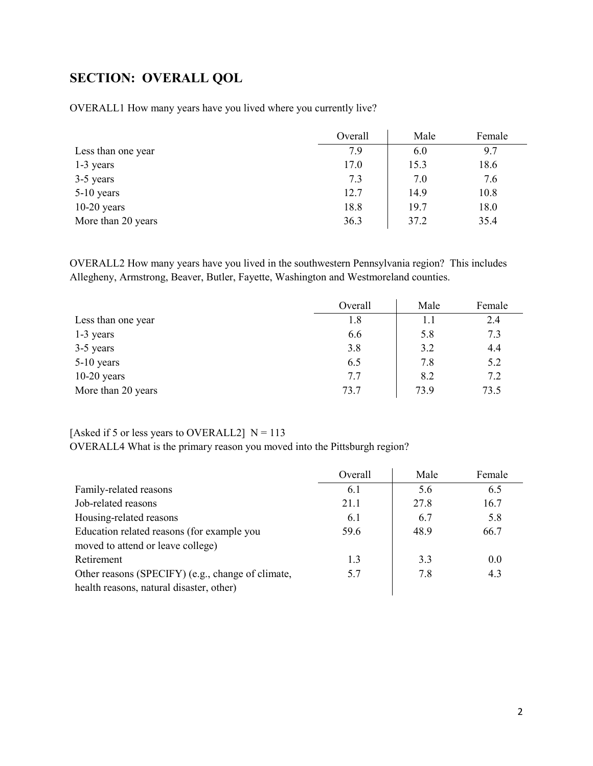## SECTION: OVERALL QOL

OVERALL1 How many years have you lived where you currently live?

| | Overall | Male | Female |
|---|---|---|---|
| Less than one year | 7.9 | 6.0 | 9.7 |
| 1-3 years | 17.0 | 15.3 | 18.6 |
| 3-5 years | 7.3 | 7.0 | 7.6 |
| 5-10 years | 12.7 | 14.9 | 10.8 |
| 10-20 years | 18.8 | 19.7 | 18.0 |
| More than 20 years | 36.3 | 37.2 | 35.4 |

OVERALL2 How many years have you lived in the southwestern Pennsylvania region? This includes Allegheny, Armstrong, Beaver, Butler, Fayette, Washington and Westmoreland counties.

| | Overall | Male | Female |
|---|---|---|---|
| Less than one year | 1.8 | 1.1 | 2.4 |
| 1-3 years | 6.6 | 5.8 | 7.3 |
| 3-5 years | 3.8 | 3.2 | 4.4 |
| 5-10 years | 6.5 | 7.8 | 5.2 |
| 10-20 years | 7.7 | 8.2 | 7.2 |
| More than 20 years | 73.7 | 73.9 | 73.5 |

[Asked if 5 or less years to OVERALL2] N = 113
OVERALL4 What is the primary reason you moved into the Pittsburgh region?

| | Overall | Male | Female |
|---|---|---|---|
| Family-related reasons | 6.1 | 5.6 | 6.5 |
| Job-related reasons | 21.1 | 27.8 | 16.7 |
| Housing-related reasons | 6.1 | 6.7 | 5.8 |
| Education related reasons (for example you moved to attend or leave college) | 59.6 | 48.9 | 66.7 |
| Retirement | 1.3 | 3.3 | 0.0 |
| Other reasons (SPECIFY) (e.g., change of climate, health reasons, natural disaster, other) | 5.7 | 7.8 | 4.3 |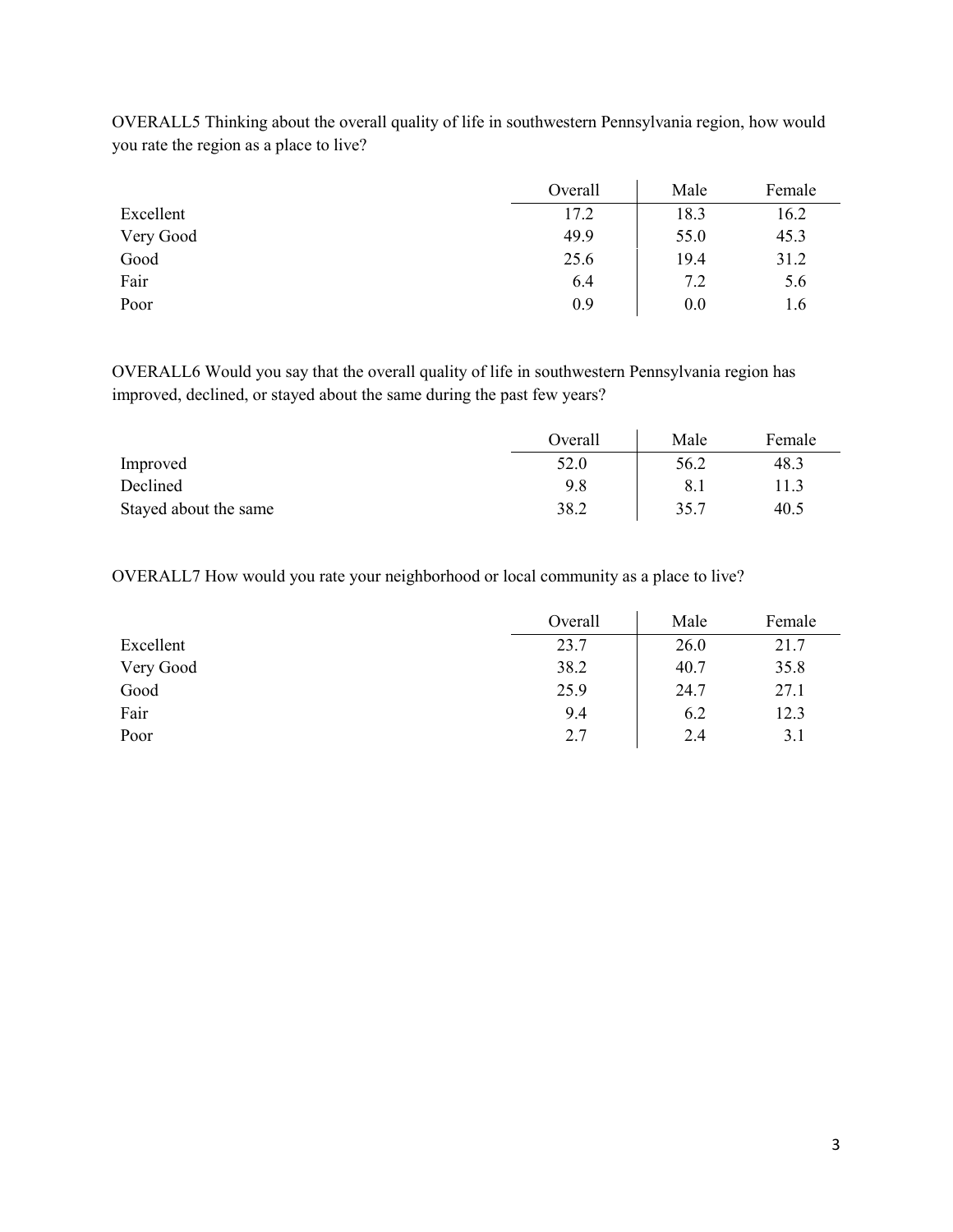OVERALL5 Thinking about the overall quality of life in southwestern Pennsylvania region, how would you rate the region as a place to live?

| | Overall | Male | Female |
|---|---|---|---|
| Excellent | 17.2 | 18.3 | 16.2 |
| Very Good | 49.9 | 55.0 | 45.3 |
| Good | 25.6 | 19.4 | 31.2 |
| Fair | 6.4 | 7.2 | 5.6 |
| Poor | 0.9 | 0.0 | 1.6 |

OVERALL6 Would you say that the overall quality of life in southwestern Pennsylvania region has improved, declined, or stayed about the same during the past few years?

| | Overall | Male | Female |
|---|---|---|---|
| Improved | 52.0 | 56.2 | 48.3 |
| Declined | 9.8 | 8.1 | 11.3 |
| Stayed about the same | 38.2 | 35.7 | 40.5 |

OVERALL7 How would you rate your neighborhood or local community as a place to live?

| | Overall | Male | Female |
|---|---|---|---|
| Excellent | 23.7 | 26.0 | 21.7 |
| Very Good | 38.2 | 40.7 | 35.8 |
| Good | 25.9 | 24.7 | 27.1 |
| Fair | 9.4 | 6.2 | 12.3 |
| Poor | 2.7 | 2.4 | 3.1 |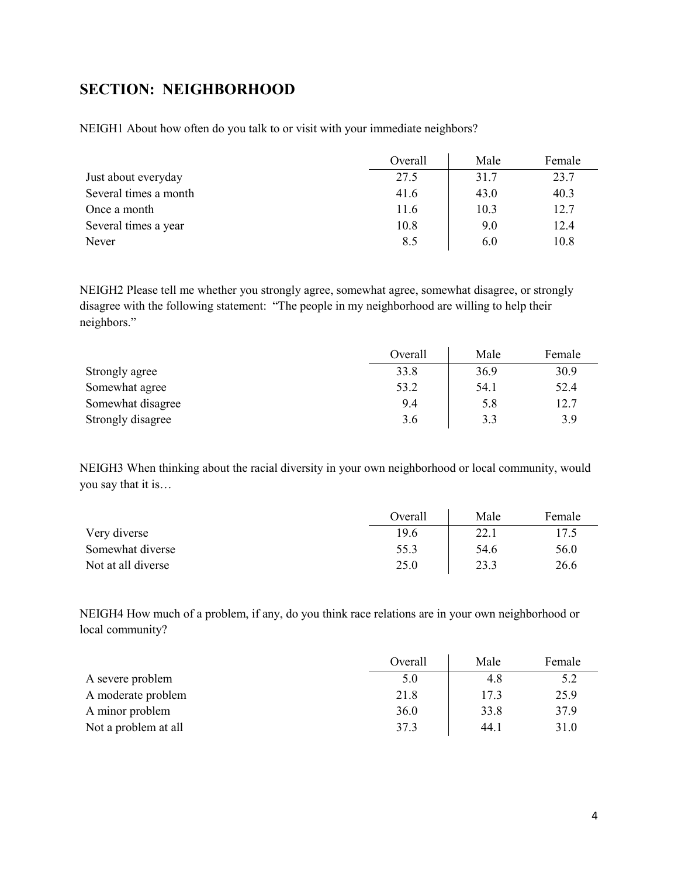## SECTION: NEIGHBORHOOD

NEIGH1 About how often do you talk to or visit with your immediate neighbors?

| | Overall | Male | Female |
|---|---|---|---|
| Just about everyday | 27.5 | 31.7 | 23.7 |
| Several times a month | 41.6 | 43.0 | 40.3 |
| Once a month | 11.6 | 10.3 | 12.7 |
| Several times a year | 10.8 | 9.0 | 12.4 |
| Never | 8.5 | 6.0 | 10.8 |

NEIGH2 Please tell me whether you strongly agree, somewhat agree, somewhat disagree, or strongly disagree with the following statement: "The people in my neighborhood are willing to help their neighbors."

| | Overall | Male | Female |
|---|---|---|---|
| Strongly agree | 33.8 | 36.9 | 30.9 |
| Somewhat agree | 53.2 | 54.1 | 52.4 |
| Somewhat disagree | 9.4 | 5.8 | 12.7 |
| Strongly disagree | 3.6 | 3.3 | 3.9 |

NEIGH3 When thinking about the racial diversity in your own neighborhood or local community, would you say that it is…

| | Overall | Male | Female |
|---|---|---|---|
| Very diverse | 19.6 | 22.1 | 17.5 |
| Somewhat diverse | 55.3 | 54.6 | 56.0 |
| Not at all diverse | 25.0 | 23.3 | 26.6 |

NEIGH4 How much of a problem, if any, do you think race relations are in your own neighborhood or local community?

| | Overall | Male | Female |
|---|---|---|---|
| A severe problem | 5.0 | 4.8 | 5.2 |
| A moderate problem | 21.8 | 17.3 | 25.9 |
| A minor problem | 36.0 | 33.8 | 37.9 |
| Not a problem at all | 37.3 | 44.1 | 31.0 |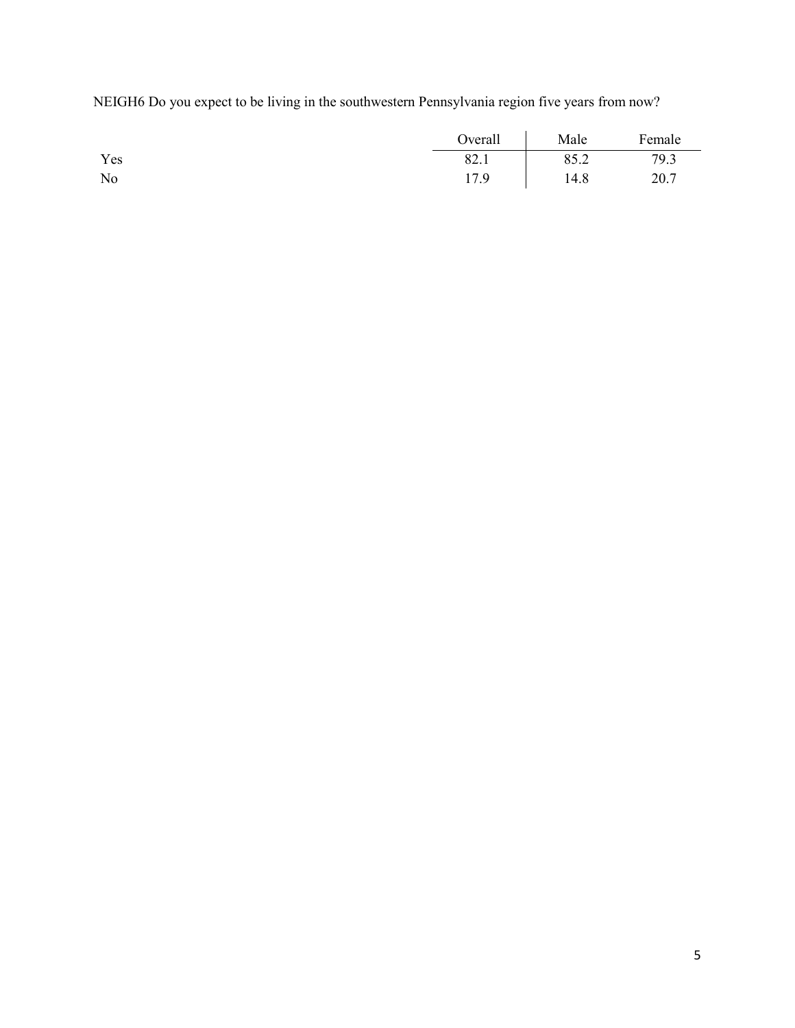NEIGH6 Do you expect to be living in the southwestern Pennsylvania region five years from now?

| | Overall | Male | Female |
|---|---|---|---|
| Yes | 82.1 | 85.2 | 79.3 |
| No | 17.9 | 14.8 | 20.7 |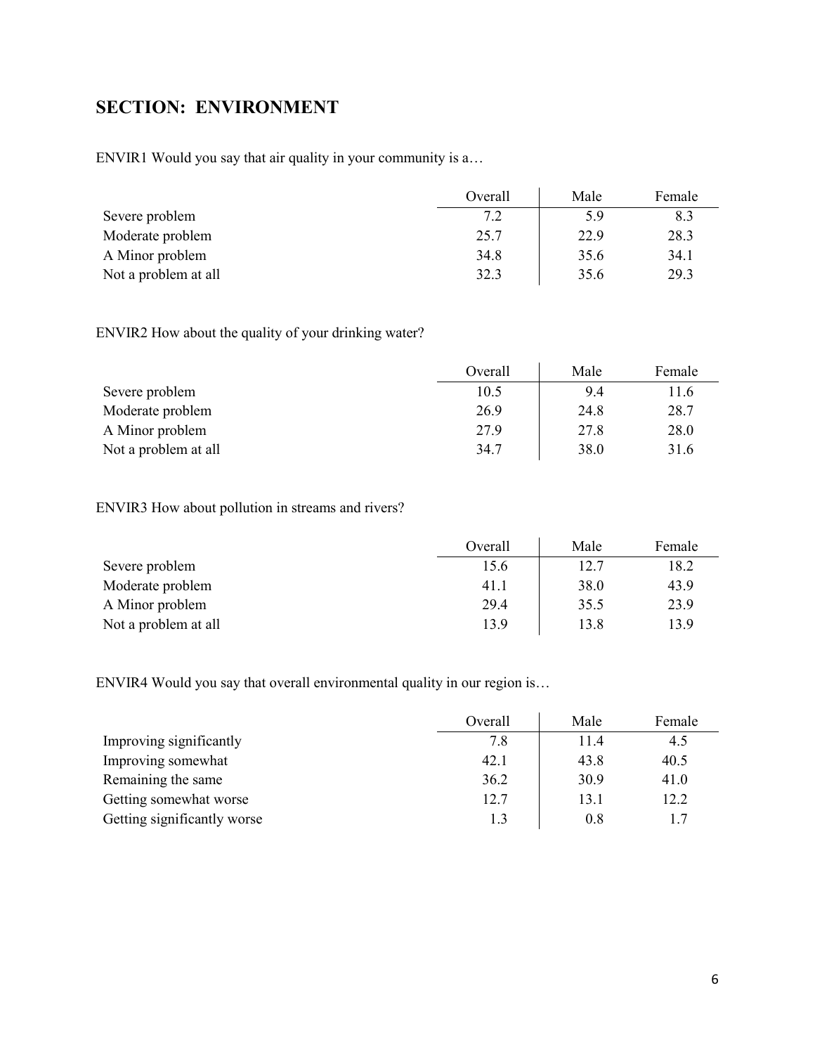## SECTION: ENVIRONMENT

ENVIR1 Would you say that air quality in your community is a…

| | Overall | Male | Female |
|---|---|---|---|
| Severe problem | 7.2 | 5.9 | 8.3 |
| Moderate problem | 25.7 | 22.9 | 28.3 |
| A Minor problem | 34.8 | 35.6 | 34.1 |
| Not a problem at all | 32.3 | 35.6 | 29.3 |

ENVIR2 How about the quality of your drinking water?

| | Overall | Male | Female |
|---|---|---|---|
| Severe problem | 10.5 | 9.4 | 11.6 |
| Moderate problem | 26.9 | 24.8 | 28.7 |
| A Minor problem | 27.9 | 27.8 | 28.0 |
| Not a problem at all | 34.7 | 38.0 | 31.6 |

ENVIR3 How about pollution in streams and rivers?

| | Overall | Male | Female |
|---|---|---|---|
| Severe problem | 15.6 | 12.7 | 18.2 |
| Moderate problem | 41.1 | 38.0 | 43.9 |
| A Minor problem | 29.4 | 35.5 | 23.9 |
| Not a problem at all | 13.9 | 13.8 | 13.9 |

ENVIR4 Would you say that overall environmental quality in our region is…

| | Overall | Male | Female |
|---|---|---|---|
| Improving significantly | 7.8 | 11.4 | 4.5 |
| Improving somewhat | 42.1 | 43.8 | 40.5 |
| Remaining the same | 36.2 | 30.9 | 41.0 |
| Getting somewhat worse | 12.7 | 13.1 | 12.2 |
| Getting significantly worse | 1.3 | 0.8 | 1.7 |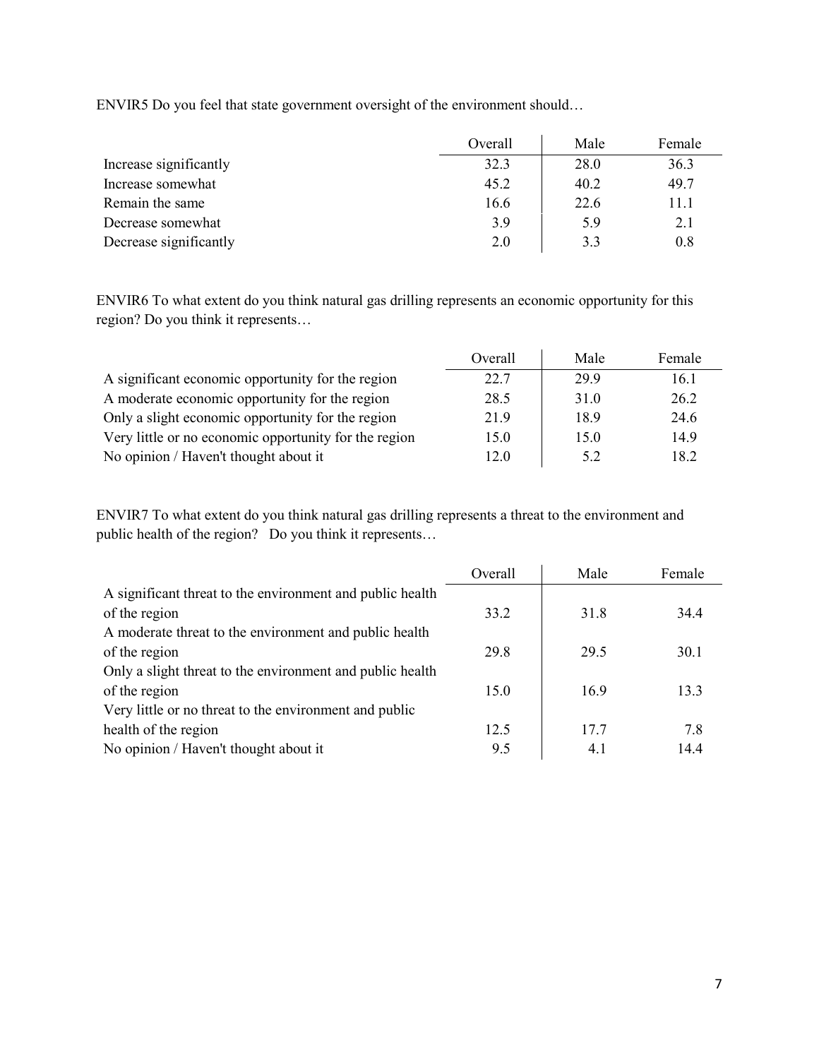ENVIR5 Do you feel that state government oversight of the environment should…

| | Overall | Male | Female |
|---|---|---|---|
| Increase significantly | 32.3 | 28.0 | 36.3 |
| Increase somewhat | 45.2 | 40.2 | 49.7 |
| Remain the same | 16.6 | 22.6 | 11.1 |
| Decrease somewhat | 3.9 | 5.9 | 2.1 |
| Decrease significantly | 2.0 | 3.3 | 0.8 |

ENVIR6 To what extent do you think natural gas drilling represents an economic opportunity for this region? Do you think it represents…

| | Overall | Male | Female |
|---|---|---|---|
| A significant economic opportunity for the region | 22.7 | 29.9 | 16.1 |
| A moderate economic opportunity for the region | 28.5 | 31.0 | 26.2 |
| Only a slight economic opportunity for the region | 21.9 | 18.9 | 24.6 |
| Very little or no economic opportunity for the region | 15.0 | 15.0 | 14.9 |
| No opinion / Haven't thought about it | 12.0 | 5.2 | 18.2 |

ENVIR7 To what extent do you think natural gas drilling represents a threat to the environment and public health of the region? Do you think it represents…

| | Overall | Male | Female |
|---|---|---|---|
| A significant threat to the environment and public health of the region | 33.2 | 31.8 | 34.4 |
| A moderate threat to the environment and public health of the region | 29.8 | 29.5 | 30.1 |
| Only a slight threat to the environment and public health of the region | 15.0 | 16.9 | 13.3 |
| Very little or no threat to the environment and public health of the region | 12.5 | 17.7 | 7.8 |
| No opinion / Haven't thought about it | 9.5 | 4.1 | 14.4 |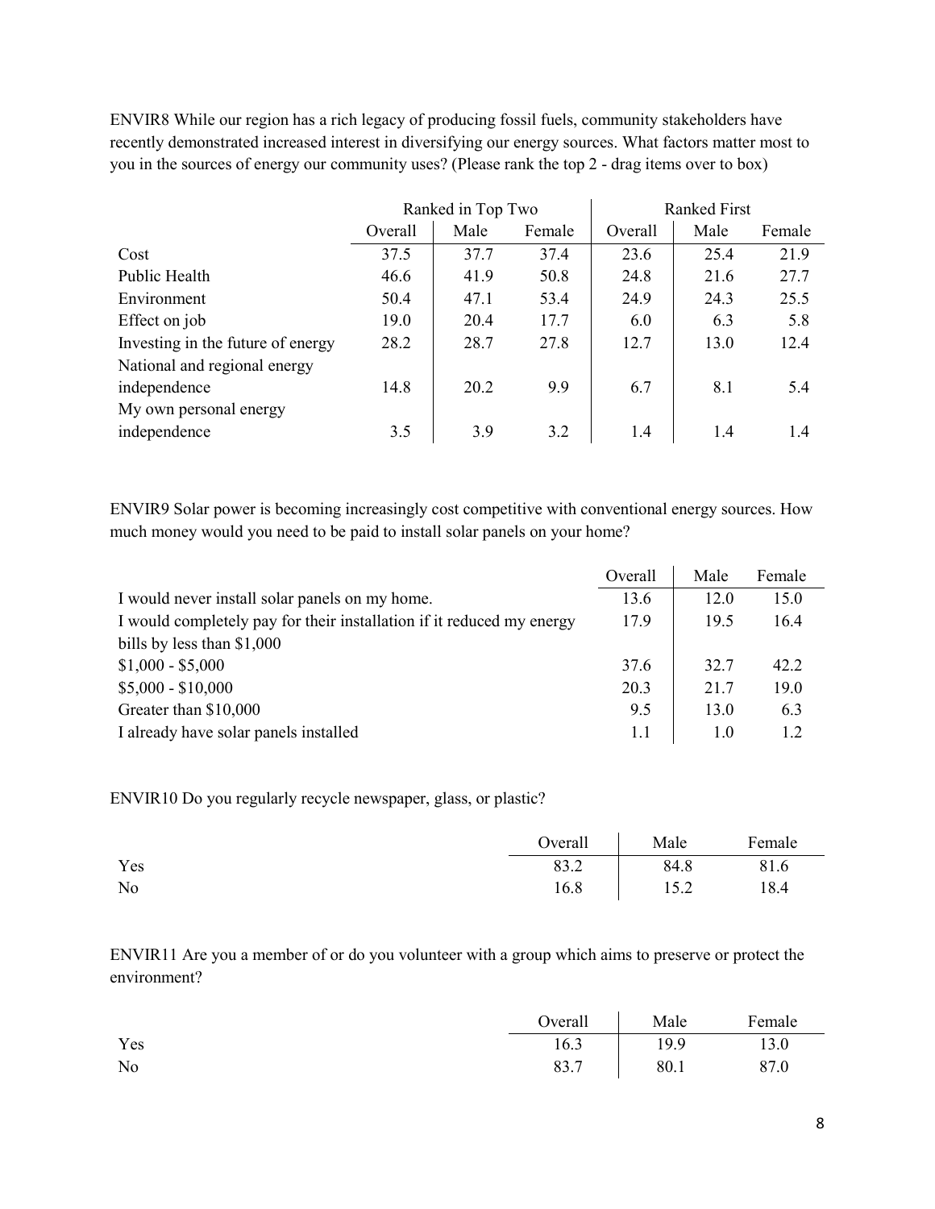ENVIR8 While our region has a rich legacy of producing fossil fuels, community stakeholders have recently demonstrated increased interest in diversifying our energy sources. What factors matter most to you in the sources of energy our community uses? (Please rank the top 2 - drag items over to box)

| | Ranked in Top Two | | | Ranked First | | |
|---|---|---|---|---|---|---|
| | Overall | Male | Female | Overall | Male | Female |
| Cost | 37.5 | 37.7 | 37.4 | 23.6 | 25.4 | 21.9 |
| Public Health | 46.6 | 41.9 | 50.8 | 24.8 | 21.6 | 27.7 |
| Environment | 50.4 | 47.1 | 53.4 | 24.9 | 24.3 | 25.5 |
| Effect on job | 19.0 | 20.4 | 17.7 | 6.0 | 6.3 | 5.8 |
| Investing in the future of energy | 28.2 | 28.7 | 27.8 | 12.7 | 13.0 | 12.4 |
| National and regional energy independence | 14.8 | 20.2 | 9.9 | 6.7 | 8.1 | 5.4 |
| My own personal energy independence | 3.5 | 3.9 | 3.2 | 1.4 | 1.4 | 1.4 |

ENVIR9 Solar power is becoming increasingly cost competitive with conventional energy sources. How much money would you need to be paid to install solar panels on your home?

| | Overall | Male | Female |
|---|---|---|---|
| I would never install solar panels on my home. | 13.6 | 12.0 | 15.0 |
| I would completely pay for their installation if it reduced my energy bills by less than $1,000 | 17.9 | 19.5 | 16.4 |
| $1,000 - $5,000 | 37.6 | 32.7 | 42.2 |
| $5,000 - $10,000 | 20.3 | 21.7 | 19.0 |
| Greater than $10,000 | 9.5 | 13.0 | 6.3 |
| I already have solar panels installed | 1.1 | 1.0 | 1.2 |

ENVIR10 Do you regularly recycle newspaper, glass, or plastic?

| | Overall | Male | Female |
|---|---|---|---|
| Yes | 83.2 | 84.8 | 81.6 |
| No | 16.8 | 15.2 | 18.4 |

ENVIR11 Are you a member of or do you volunteer with a group which aims to preserve or protect the environment?

| | Overall | Male | Female |
|---|---|---|---|
| Yes | 16.3 | 19.9 | 13.0 |
| No | 83.7 | 80.1 | 87.0 |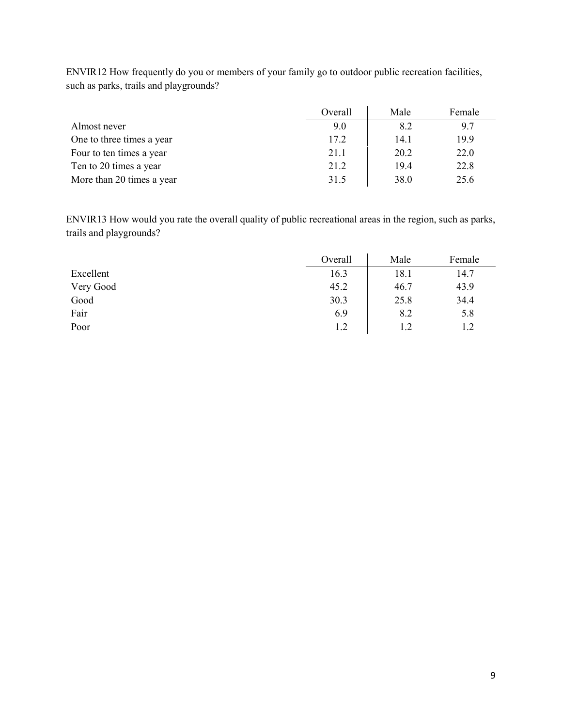ENVIR12 How frequently do you or members of your family go to outdoor public recreation facilities, such as parks, trails and playgrounds?

| | Overall | Male | Female |
|---|---|---|---|
| Almost never | 9.0 | 8.2 | 9.7 |
| One to three times a year | 17.2 | 14.1 | 19.9 |
| Four to ten times a year | 21.1 | 20.2 | 22.0 |
| Ten to 20 times a year | 21.2 | 19.4 | 22.8 |
| More than 20 times a year | 31.5 | 38.0 | 25.6 |

ENVIR13 How would you rate the overall quality of public recreational areas in the region, such as parks, trails and playgrounds?

| | Overall | Male | Female |
|---|---|---|---|
| Excellent | 16.3 | 18.1 | 14.7 |
| Very Good | 45.2 | 46.7 | 43.9 |
| Good | 30.3 | 25.8 | 34.4 |
| Fair | 6.9 | 8.2 | 5.8 |
| Poor | 1.2 | 1.2 | 1.2 |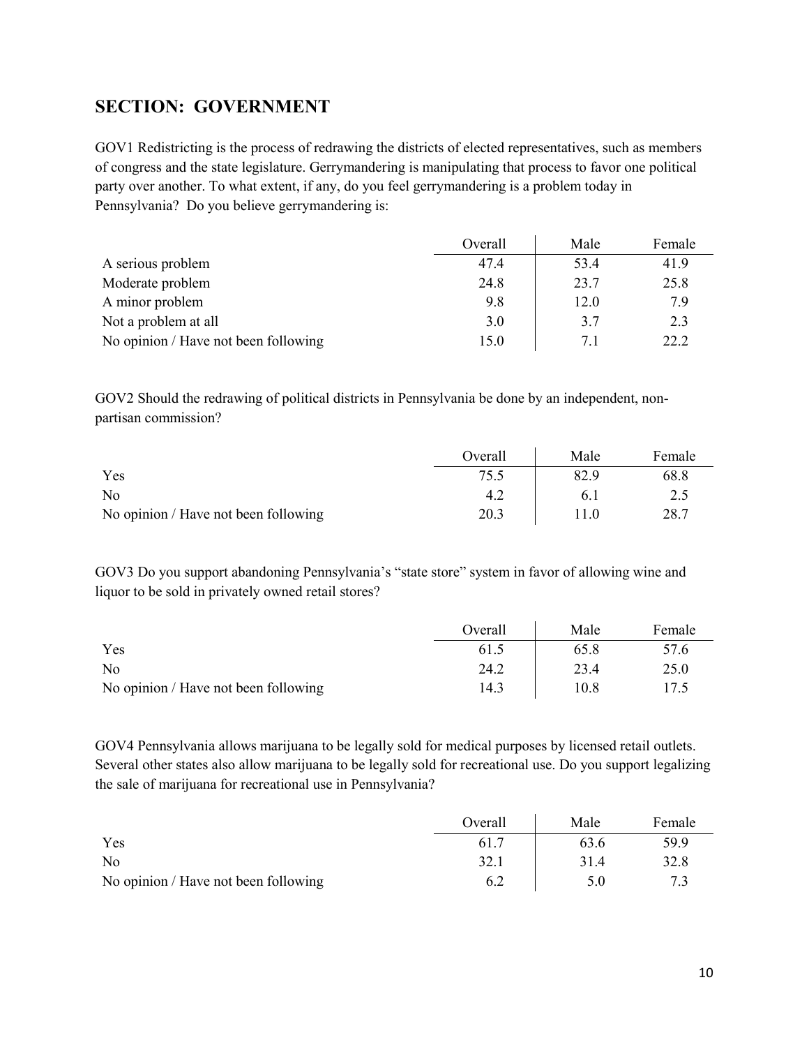## SECTION: GOVERNMENT

GOV1 Redistricting is the process of redrawing the districts of elected representatives, such as members of congress and the state legislature. Gerrymandering is manipulating that process to favor one political party over another. To what extent, if any, do you feel gerrymandering is a problem today in Pennsylvania? Do you believe gerrymandering is:

| | Overall | Male | Female |
|---|---|---|---|
| A serious problem | 47.4 | 53.4 | 41.9 |
| Moderate problem | 24.8 | 23.7 | 25.8 |
| A minor problem | 9.8 | 12.0 | 7.9 |
| Not a problem at all | 3.0 | 3.7 | 2.3 |
| No opinion / Have not been following | 15.0 | 7.1 | 22.2 |

GOV2 Should the redrawing of political districts in Pennsylvania be done by an independent, non-partisan commission?

| | Overall | Male | Female |
|---|---|---|---|
| Yes | 75.5 | 82.9 | 68.8 |
| No | 4.2 | 6.1 | 2.5 |
| No opinion / Have not been following | 20.3 | 11.0 | 28.7 |

GOV3 Do you support abandoning Pennsylvania's "state store" system in favor of allowing wine and liquor to be sold in privately owned retail stores?

| | Overall | Male | Female |
|---|---|---|---|
| Yes | 61.5 | 65.8 | 57.6 |
| No | 24.2 | 23.4 | 25.0 |
| No opinion / Have not been following | 14.3 | 10.8 | 17.5 |

GOV4 Pennsylvania allows marijuana to be legally sold for medical purposes by licensed retail outlets. Several other states also allow marijuana to be legally sold for recreational use. Do you support legalizing the sale of marijuana for recreational use in Pennsylvania?

| | Overall | Male | Female |
|---|---|---|---|
| Yes | 61.7 | 63.6 | 59.9 |
| No | 32.1 | 31.4 | 32.8 |
| No opinion / Have not been following | 6.2 | 5.0 | 7.3 |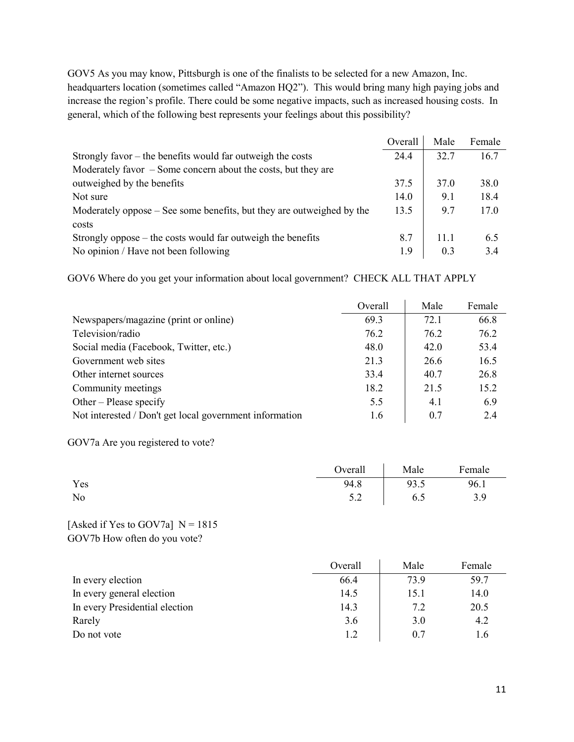GOV5 As you may know, Pittsburgh is one of the finalists to be selected for a new Amazon, Inc. headquarters location (sometimes called "Amazon HQ2"). This would bring many high paying jobs and increase the region's profile. There could be some negative impacts, such as increased housing costs. In general, which of the following best represents your feelings about this possibility?

| | Overall | Male | Female |
|---|---|---|---|
| Strongly favor – the benefits would far outweigh the costs | 24.4 | 32.7 | 16.7 |
| Moderately favor – Some concern about the costs, but they are outweighed by the benefits | 37.5 | 37.0 | 38.0 |
| Not sure | 14.0 | 9.1 | 18.4 |
| Moderately oppose – See some benefits, but they are outweighed by the costs | 13.5 | 9.7 | 17.0 |
| Strongly oppose – the costs would far outweigh the benefits | 8.7 | 11.1 | 6.5 |
| No opinion / Have not been following | 1.9 | 0.3 | 3.4 |

GOV6 Where do you get your information about local government? CHECK ALL THAT APPLY

| | Overall | Male | Female |
|---|---|---|---|
| Newspapers/magazine (print or online) | 69.3 | 72.1 | 66.8 |
| Television/radio | 76.2 | 76.2 | 76.2 |
| Social media (Facebook, Twitter, etc.) | 48.0 | 42.0 | 53.4 |
| Government web sites | 21.3 | 26.6 | 16.5 |
| Other internet sources | 33.4 | 40.7 | 26.8 |
| Community meetings | 18.2 | 21.5 | 15.2 |
| Other – Please specify | 5.5 | 4.1 | 6.9 |
| Not interested / Don't get local government information | 1.6 | 0.7 | 2.4 |

GOV7a Are you registered to vote?

| | Overall | Male | Female |
|---|---|---|---|
| Yes | 94.8 | 93.5 | 96.1 |
| No | 5.2 | 6.5 | 3.9 |

[Asked if Yes to GOV7a] N = 1815
GOV7b How often do you vote?

| | Overall | Male | Female |
|---|---|---|---|
| In every election | 66.4 | 73.9 | 59.7 |
| In every general election | 14.5 | 15.1 | 14.0 |
| In every Presidential election | 14.3 | 7.2 | 20.5 |
| Rarely | 3.6 | 3.0 | 4.2 |
| Do not vote | 1.2 | 0.7 | 1.6 |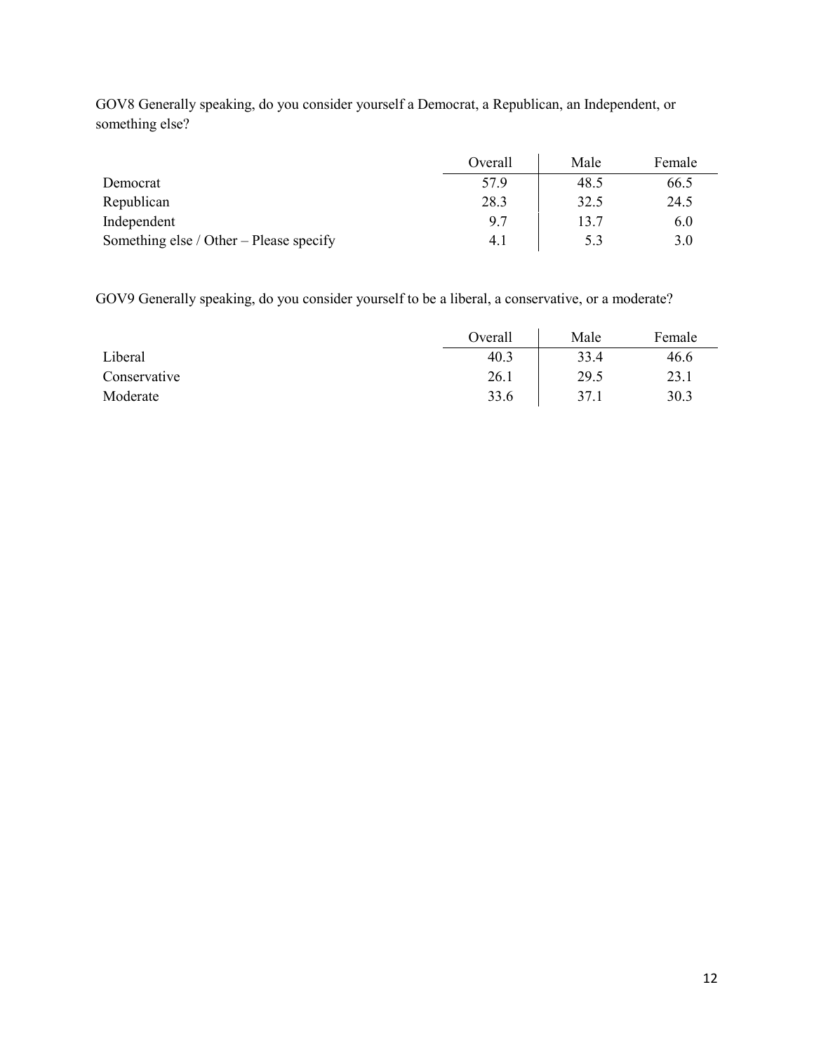GOV8 Generally speaking, do you consider yourself a Democrat, a Republican, an Independent, or something else?

| | Overall | Male | Female |
|---|---|---|---|
| Democrat | 57.9 | 48.5 | 66.5 |
| Republican | 28.3 | 32.5 | 24.5 |
| Independent | 9.7 | 13.7 | 6.0 |
| Something else / Other – Please specify | 4.1 | 5.3 | 3.0 |

GOV9 Generally speaking, do you consider yourself to be a liberal, a conservative, or a moderate?

| | Overall | Male | Female |
|---|---|---|---|
| Liberal | 40.3 | 33.4 | 46.6 |
| Conservative | 26.1 | 29.5 | 23.1 |
| Moderate | 33.6 | 37.1 | 30.3 |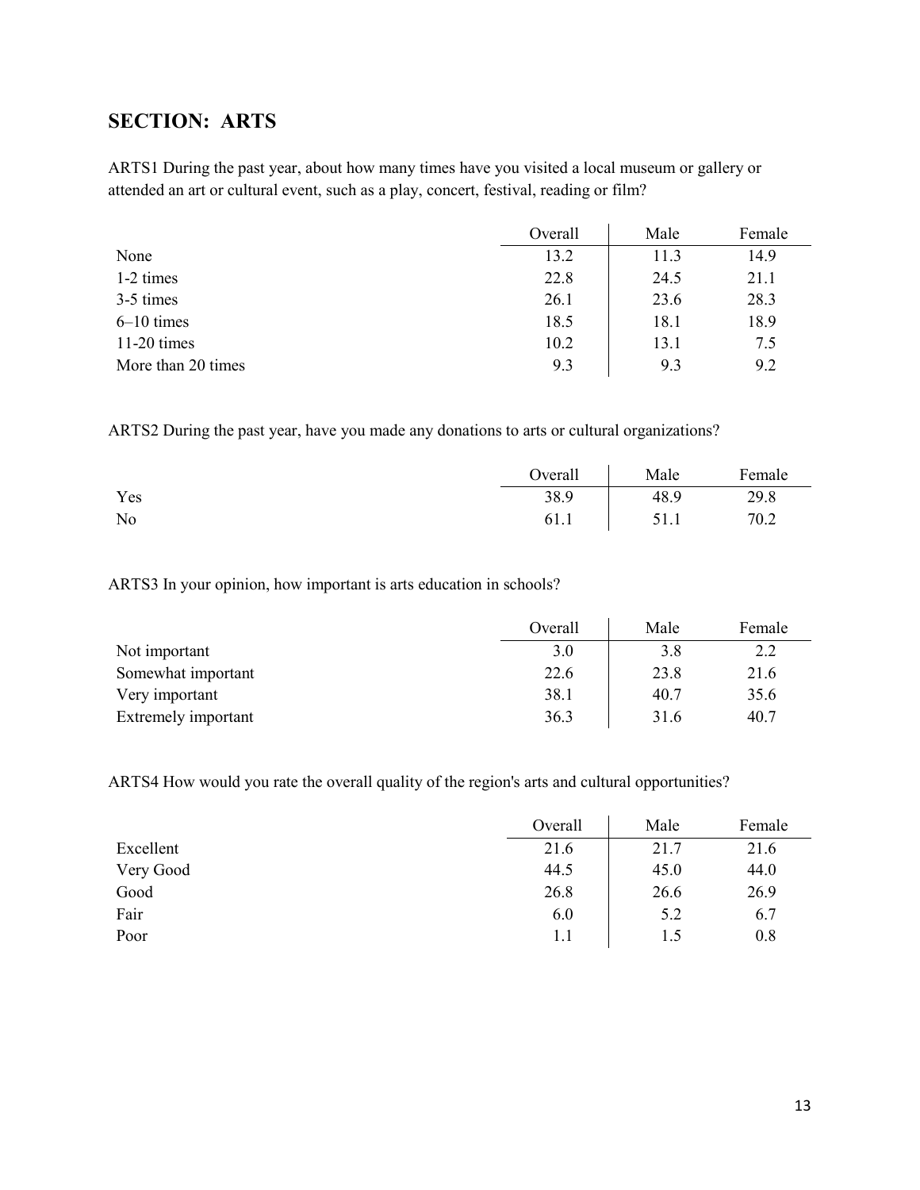## SECTION: ARTS

ARTS1 During the past year, about how many times have you visited a local museum or gallery or attended an art or cultural event, such as a play, concert, festival, reading or film?

| | Overall | Male | Female |
|---|---|---|---|
| None | 13.2 | 11.3 | 14.9 |
| 1-2 times | 22.8 | 24.5 | 21.1 |
| 3-5 times | 26.1 | 23.6 | 28.3 |
| 6–10 times | 18.5 | 18.1 | 18.9 |
| 11-20 times | 10.2 | 13.1 | 7.5 |
| More than 20 times | 9.3 | 9.3 | 9.2 |

ARTS2 During the past year, have you made any donations to arts or cultural organizations?

| | Overall | Male | Female |
|---|---|---|---|
| Yes | 38.9 | 48.9 | 29.8 |
| No | 61.1 | 51.1 | 70.2 |

ARTS3 In your opinion, how important is arts education in schools?

| | Overall | Male | Female |
|---|---|---|---|
| Not important | 3.0 | 3.8 | 2.2 |
| Somewhat important | 22.6 | 23.8 | 21.6 |
| Very important | 38.1 | 40.7 | 35.6 |
| Extremely important | 36.3 | 31.6 | 40.7 |

ARTS4 How would you rate the overall quality of the region's arts and cultural opportunities?

| | Overall | Male | Female |
|---|---|---|---|
| Excellent | 21.6 | 21.7 | 21.6 |
| Very Good | 44.5 | 45.0 | 44.0 |
| Good | 26.8 | 26.6 | 26.9 |
| Fair | 6.0 | 5.2 | 6.7 |
| Poor | 1.1 | 1.5 | 0.8 |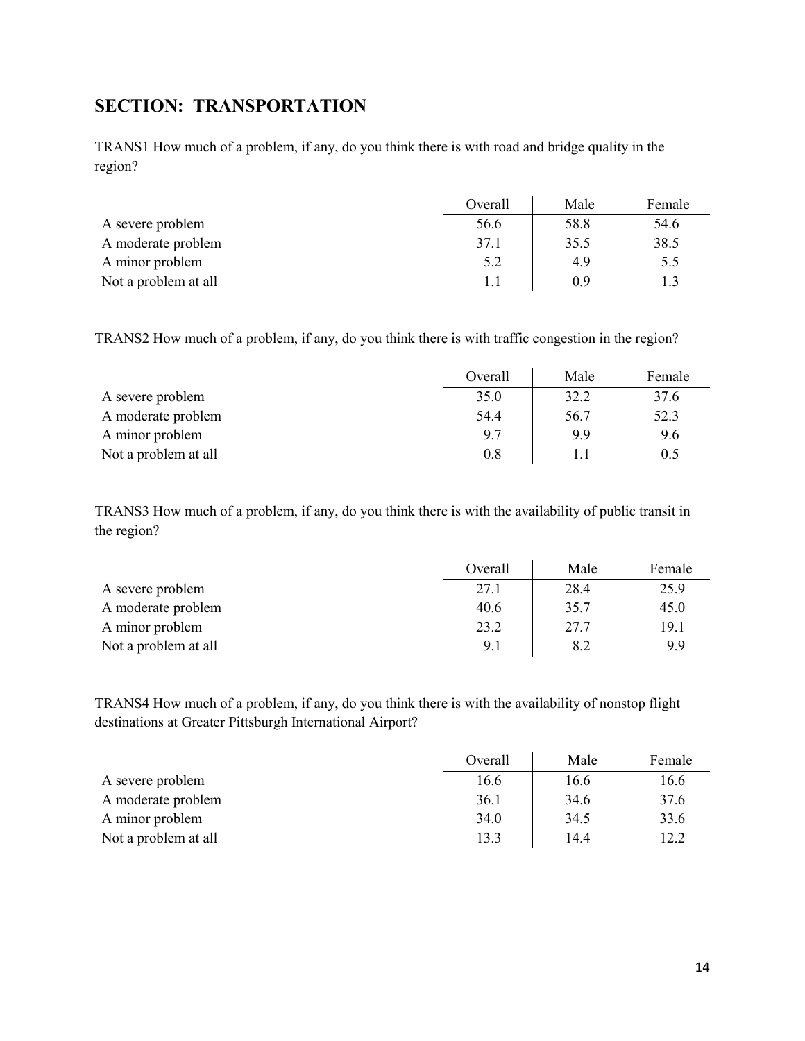## SECTION: TRANSPORTATION

TRANS1 How much of a problem, if any, do you think there is with road and bridge quality in the region?

| | Overall | Male | Female |
|---|---|---|---|
| A severe problem | 56.6 | 58.8 | 54.6 |
| A moderate problem | 37.1 | 35.5 | 38.5 |
| A minor problem | 5.2 | 4.9 | 5.5 |
| Not a problem at all | 1.1 | 0.9 | 1.3 |

TRANS2 How much of a problem, if any, do you think there is with traffic congestion in the region?

| | Overall | Male | Female |
|---|---|---|---|
| A severe problem | 35.0 | 32.2 | 37.6 |
| A moderate problem | 54.4 | 56.7 | 52.3 |
| A minor problem | 9.7 | 9.9 | 9.6 |
| Not a problem at all | 0.8 | 1.1 | 0.5 |

TRANS3 How much of a problem, if any, do you think there is with the availability of public transit in the region?

| | Overall | Male | Female |
|---|---|---|---|
| A severe problem | 27.1 | 28.4 | 25.9 |
| A moderate problem | 40.6 | 35.7 | 45.0 |
| A minor problem | 23.2 | 27.7 | 19.1 |
| Not a problem at all | 9.1 | 8.2 | 9.9 |

TRANS4 How much of a problem, if any, do you think there is with the availability of nonstop flight destinations at Greater Pittsburgh International Airport?

| | Overall | Male | Female |
|---|---|---|---|
| A severe problem | 16.6 | 16.6 | 16.6 |
| A moderate problem | 36.1 | 34.6 | 37.6 |
| A minor problem | 34.0 | 34.5 | 33.6 |
| Not a problem at all | 13.3 | 14.4 | 12.2 |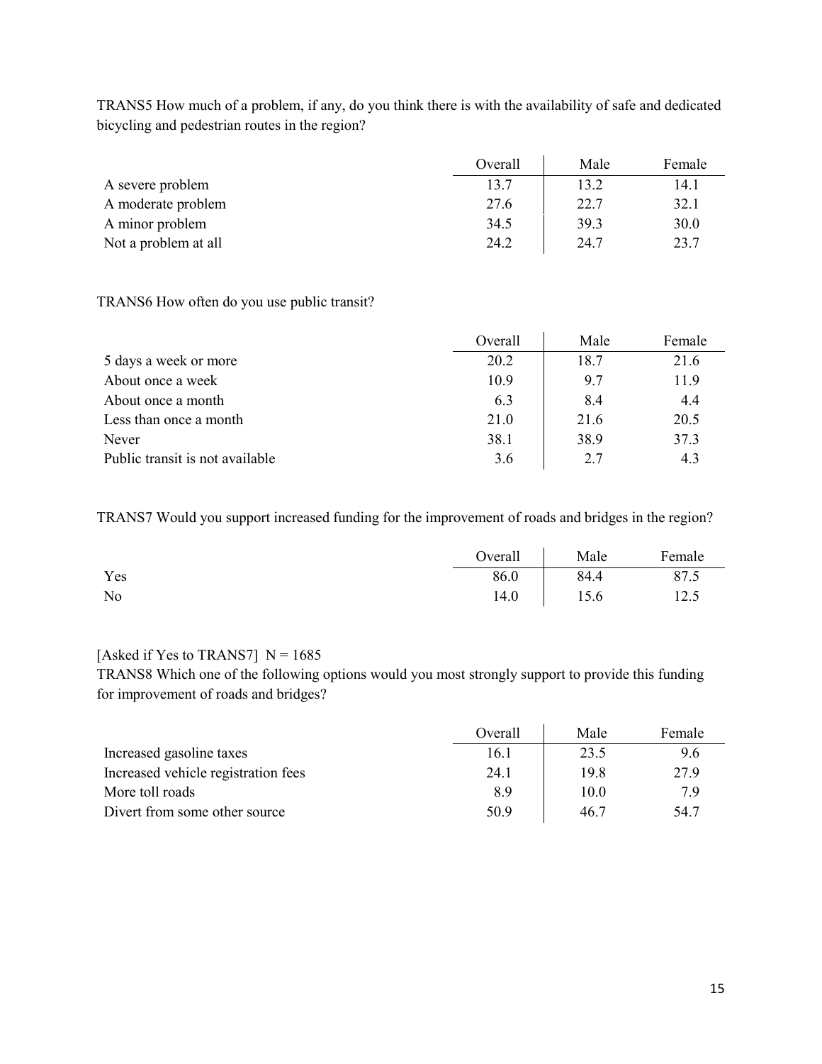TRANS5 How much of a problem, if any, do you think there is with the availability of safe and dedicated bicycling and pedestrian routes in the region?

| | Overall | Male | Female |
|---|---|---|---|
| A severe problem | 13.7 | 13.2 | 14.1 |
| A moderate problem | 27.6 | 22.7 | 32.1 |
| A minor problem | 34.5 | 39.3 | 30.0 |
| Not a problem at all | 24.2 | 24.7 | 23.7 |

TRANS6 How often do you use public transit?

| | Overall | Male | Female |
|---|---|---|---|
| 5 days a week or more | 20.2 | 18.7 | 21.6 |
| About once a week | 10.9 | 9.7 | 11.9 |
| About once a month | 6.3 | 8.4 | 4.4 |
| Less than once a month | 21.0 | 21.6 | 20.5 |
| Never | 38.1 | 38.9 | 37.3 |
| Public transit is not available | 3.6 | 2.7 | 4.3 |

TRANS7 Would you support increased funding for the improvement of roads and bridges in the region?

| | Overall | Male | Female |
|---|---|---|---|
| Yes | 86.0 | 84.4 | 87.5 |
| No | 14.0 | 15.6 | 12.5 |

[Asked if Yes to TRANS7] N = 1685

TRANS8 Which one of the following options would you most strongly support to provide this funding for improvement of roads and bridges?

| | Overall | Male | Female |
|---|---|---|---|
| Increased gasoline taxes | 16.1 | 23.5 | 9.6 |
| Increased vehicle registration fees | 24.1 | 19.8 | 27.9 |
| More toll roads | 8.9 | 10.0 | 7.9 |
| Divert from some other source | 50.9 | 46.7 | 54.7 |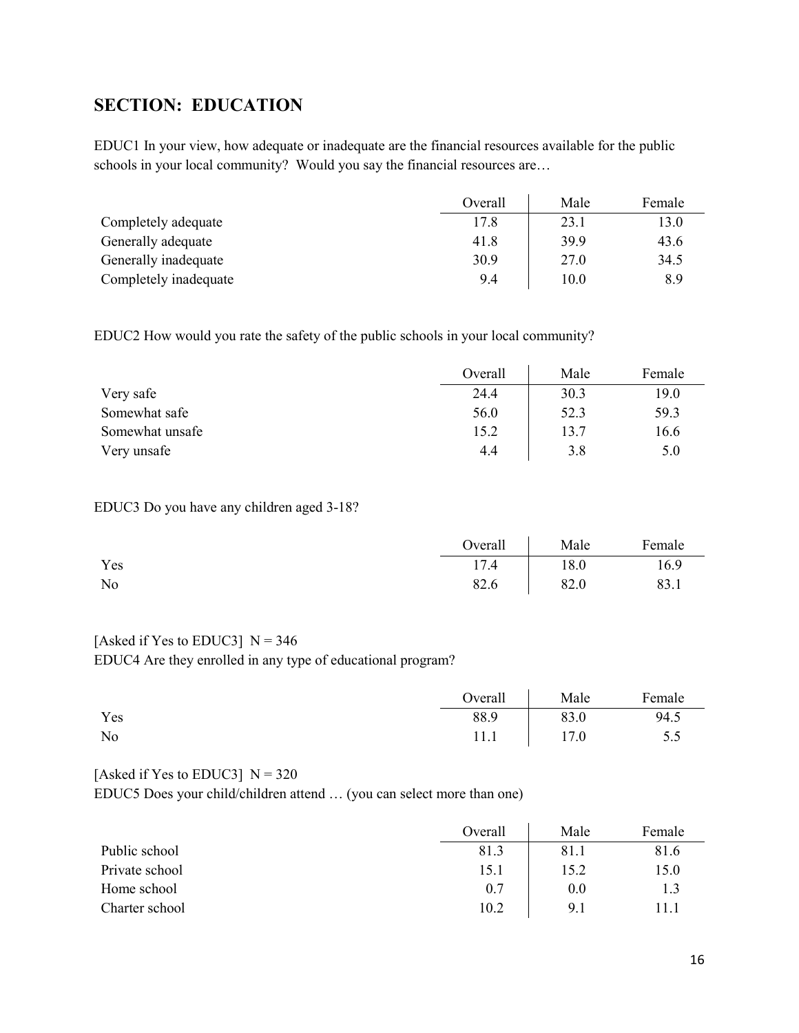## SECTION: EDUCATION

EDUC1 In your view, how adequate or inadequate are the financial resources available for the public schools in your local community? Would you say the financial resources are…

| | Overall | Male | Female |
|---|---|---|---|
| Completely adequate | 17.8 | 23.1 | 13.0 |
| Generally adequate | 41.8 | 39.9 | 43.6 |
| Generally inadequate | 30.9 | 27.0 | 34.5 |
| Completely inadequate | 9.4 | 10.0 | 8.9 |

EDUC2 How would you rate the safety of the public schools in your local community?

| | Overall | Male | Female |
|---|---|---|---|
| Very safe | 24.4 | 30.3 | 19.0 |
| Somewhat safe | 56.0 | 52.3 | 59.3 |
| Somewhat unsafe | 15.2 | 13.7 | 16.6 |
| Very unsafe | 4.4 | 3.8 | 5.0 |

EDUC3 Do you have any children aged 3-18?

| | Overall | Male | Female |
|---|---|---|---|
| Yes | 17.4 | 18.0 | 16.9 |
| No | 82.6 | 82.0 | 83.1 |

[Asked if Yes to EDUC3] N = 346

EDUC4 Are they enrolled in any type of educational program?

| | Overall | Male | Female |
|---|---|---|---|
| Yes | 88.9 | 83.0 | 94.5 |
| No | 11.1 | 17.0 | 5.5 |

[Asked if Yes to EDUC3] N = 320

EDUC5 Does your child/children attend … (you can select more than one)

| | Overall | Male | Female |
|---|---|---|---|
| Public school | 81.3 | 81.1 | 81.6 |
| Private school | 15.1 | 15.2 | 15.0 |
| Home school | 0.7 | 0.0 | 1.3 |
| Charter school | 10.2 | 9.1 | 11.1 |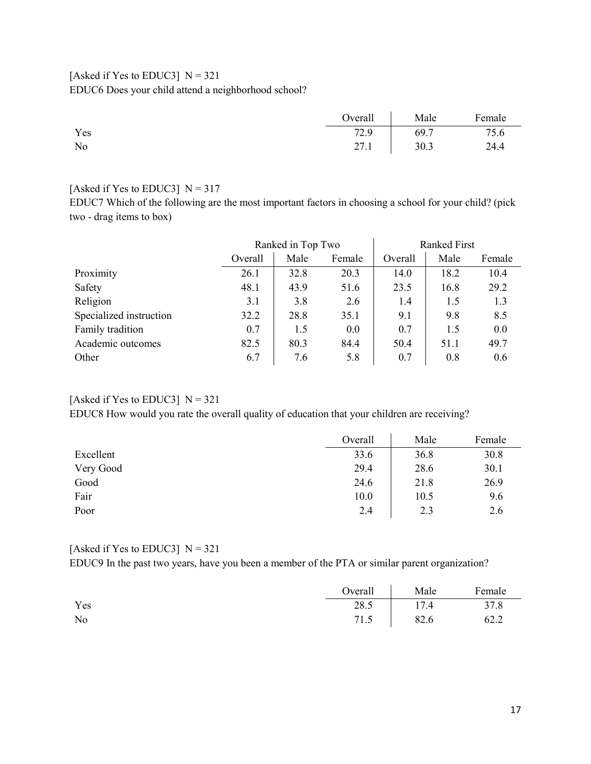[Asked if Yes to EDUC3]  N = 321
EDUC6 Does your child attend a neighborhood school?

| | Overall | Male | Female |
|---|---|---|---|
| Yes | 72.9 | 69.7 | 75.6 |
| No | 27.1 | 30.3 | 24.4 |

[Asked if Yes to EDUC3]  N = 317
EDUC7 Which of the following are the most important factors in choosing a school for your child? (pick two - drag items to box)

| | Ranked in Top Two | | | Ranked First | | |
|---|---|---|---|---|---|---|
| | Overall | Male | Female | Overall | Male | Female |
| Proximity | 26.1 | 32.8 | 20.3 | 14.0 | 18.2 | 10.4 |
| Safety | 48.1 | 43.9 | 51.6 | 23.5 | 16.8 | 29.2 |
| Religion | 3.1 | 3.8 | 2.6 | 1.4 | 1.5 | 1.3 |
| Specialized instruction | 32.2 | 28.8 | 35.1 | 9.1 | 9.8 | 8.5 |
| Family tradition | 0.7 | 1.5 | 0.0 | 0.7 | 1.5 | 0.0 |
| Academic outcomes | 82.5 | 80.3 | 84.4 | 50.4 | 51.1 | 49.7 |
| Other | 6.7 | 7.6 | 5.8 | 0.7 | 0.8 | 0.6 |

[Asked if Yes to EDUC3]  N = 321
EDUC8 How would you rate the overall quality of education that your children are receiving?

| | Overall | Male | Female |
|---|---|---|---|
| Excellent | 33.6 | 36.8 | 30.8 |
| Very Good | 29.4 | 28.6 | 30.1 |
| Good | 24.6 | 21.8 | 26.9 |
| Fair | 10.0 | 10.5 | 9.6 |
| Poor | 2.4 | 2.3 | 2.6 |

[Asked if Yes to EDUC3]  N = 321
EDUC9 In the past two years, have you been a member of the PTA or similar parent organization?

| | Overall | Male | Female |
|---|---|---|---|
| Yes | 28.5 | 17.4 | 37.8 |
| No | 71.5 | 82.6 | 62.2 |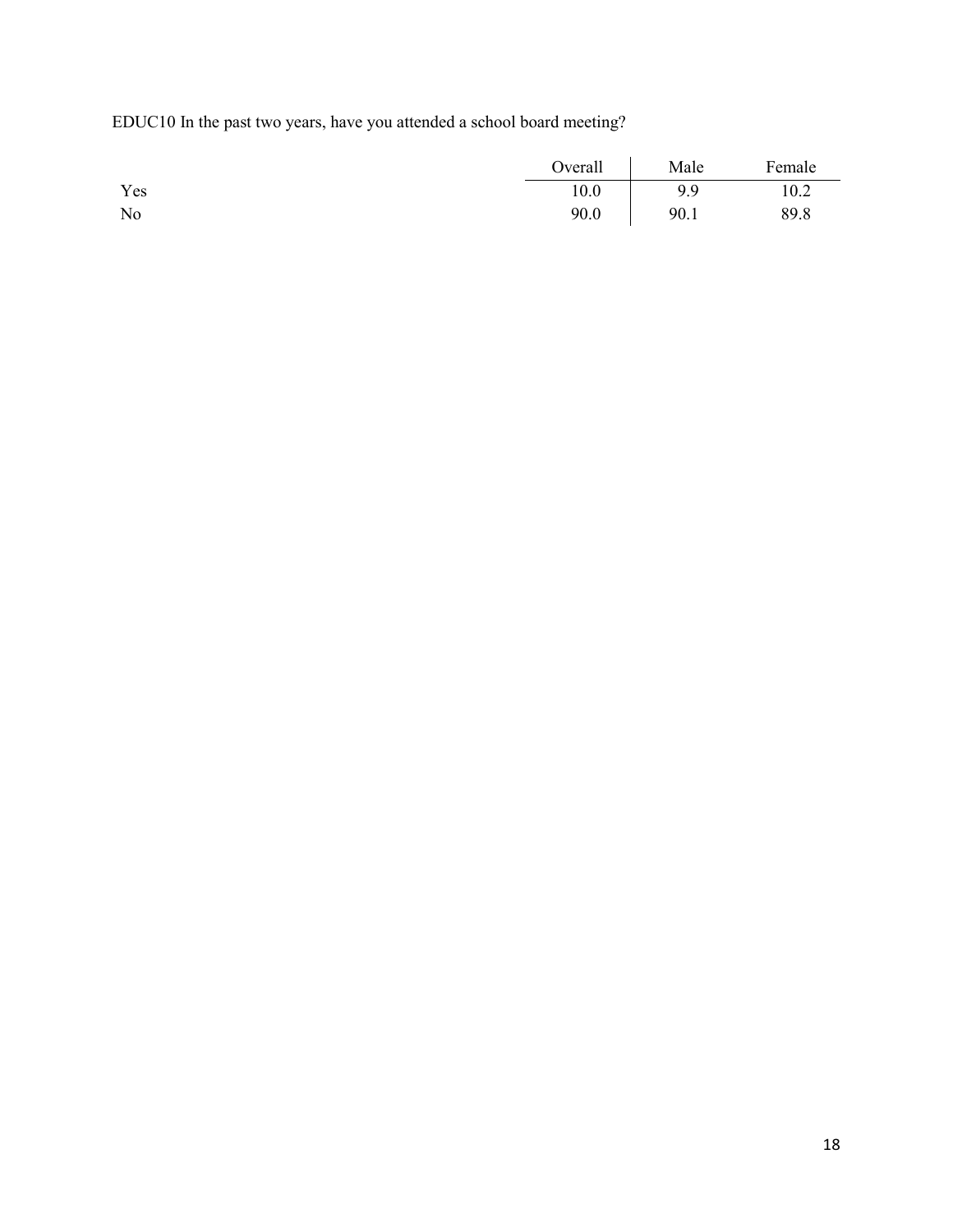EDUC10 In the past two years, have you attended a school board meeting?

| | Overall | Male | Female |
|---|---|---|---|
| Yes | 10.0 | 9.9 | 10.2 |
| No | 90.0 | 90.1 | 89.8 |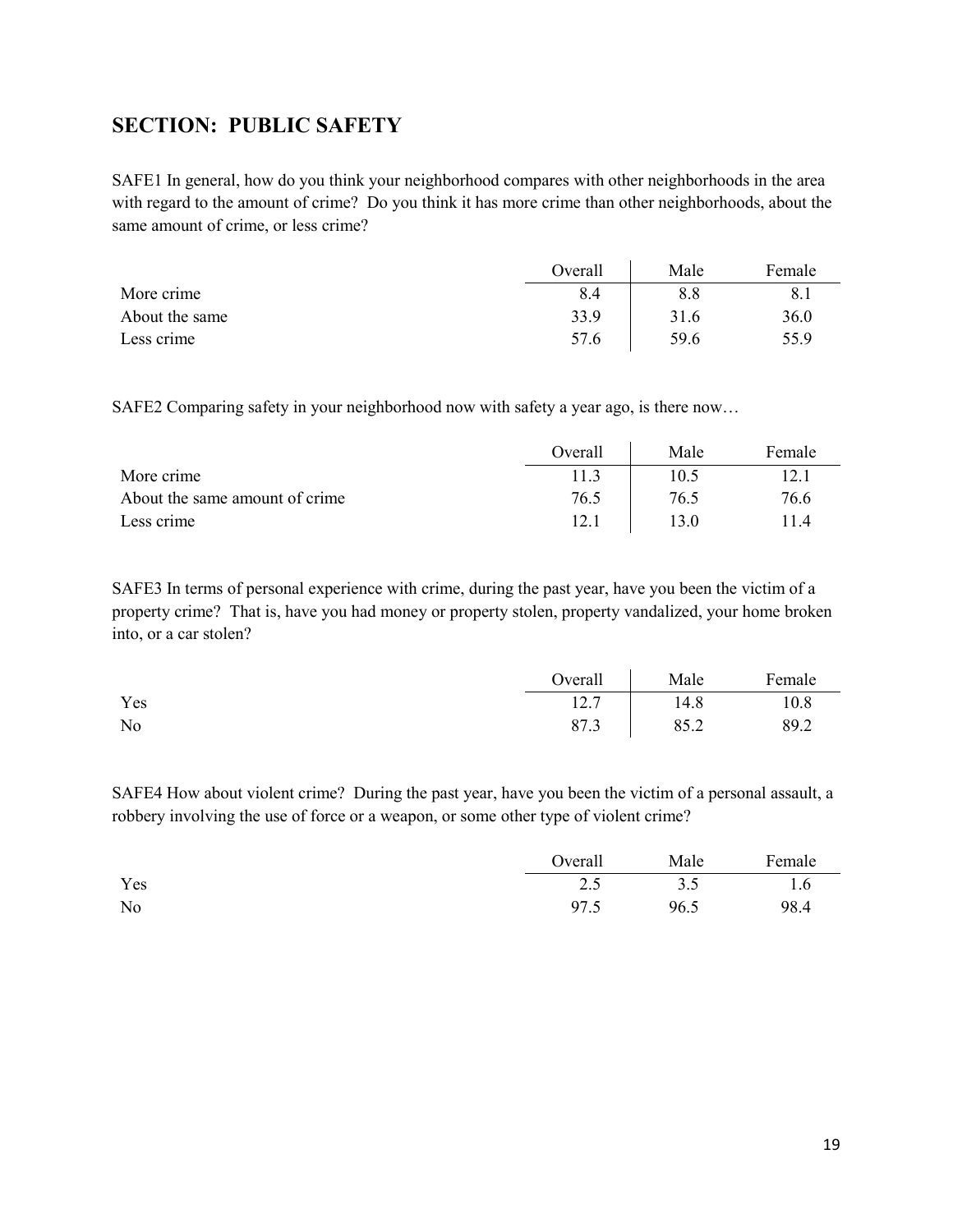## SECTION: PUBLIC SAFETY

SAFE1 In general, how do you think your neighborhood compares with other neighborhoods in the area with regard to the amount of crime? Do you think it has more crime than other neighborhoods, about the same amount of crime, or less crime?

| | Overall | Male | Female |
|---|---|---|---|
| More crime | 8.4 | 8.8 | 8.1 |
| About the same | 33.9 | 31.6 | 36.0 |
| Less crime | 57.6 | 59.6 | 55.9 |

SAFE2 Comparing safety in your neighborhood now with safety a year ago, is there now…

| | Overall | Male | Female |
|---|---|---|---|
| More crime | 11.3 | 10.5 | 12.1 |
| About the same amount of crime | 76.5 | 76.5 | 76.6 |
| Less crime | 12.1 | 13.0 | 11.4 |

SAFE3 In terms of personal experience with crime, during the past year, have you been the victim of a property crime? That is, have you had money or property stolen, property vandalized, your home broken into, or a car stolen?

| | Overall | Male | Female |
|---|---|---|---|
| Yes | 12.7 | 14.8 | 10.8 |
| No | 87.3 | 85.2 | 89.2 |

SAFE4 How about violent crime? During the past year, have you been the victim of a personal assault, a robbery involving the use of force or a weapon, or some other type of violent crime?

| | Overall | Male | Female |
|---|---|---|---|
| Yes | 2.5 | 3.5 | 1.6 |
| No | 97.5 | 96.5 | 98.4 |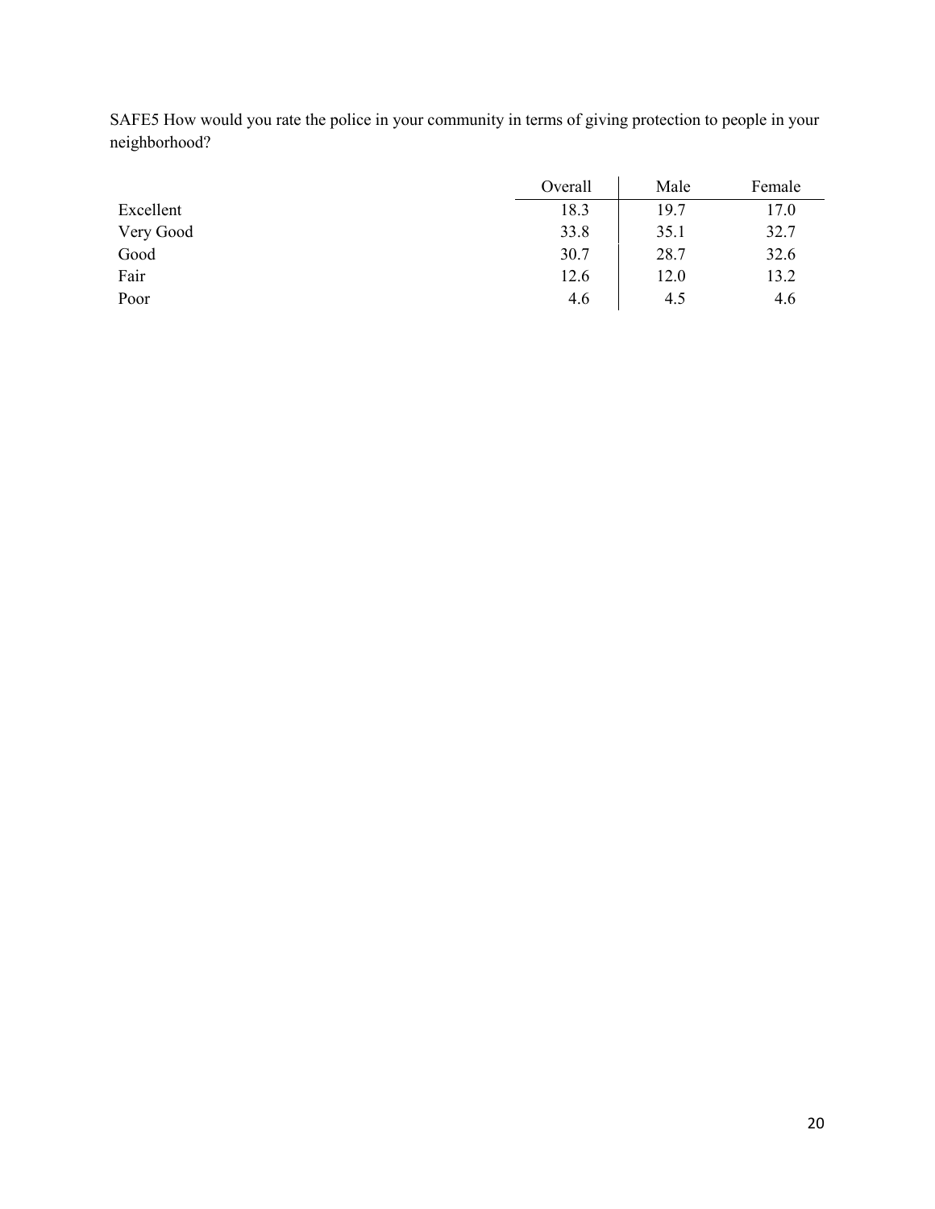SAFE5 How would you rate the police in your community in terms of giving protection to people in your neighborhood?

| | Overall | Male | Female |
|---|---|---|---|
| Excellent | 18.3 | 19.7 | 17.0 |
| Very Good | 33.8 | 35.1 | 32.7 |
| Good | 30.7 | 28.7 | 32.6 |
| Fair | 12.6 | 12.0 | 13.2 |
| Poor | 4.6 | 4.5 | 4.6 |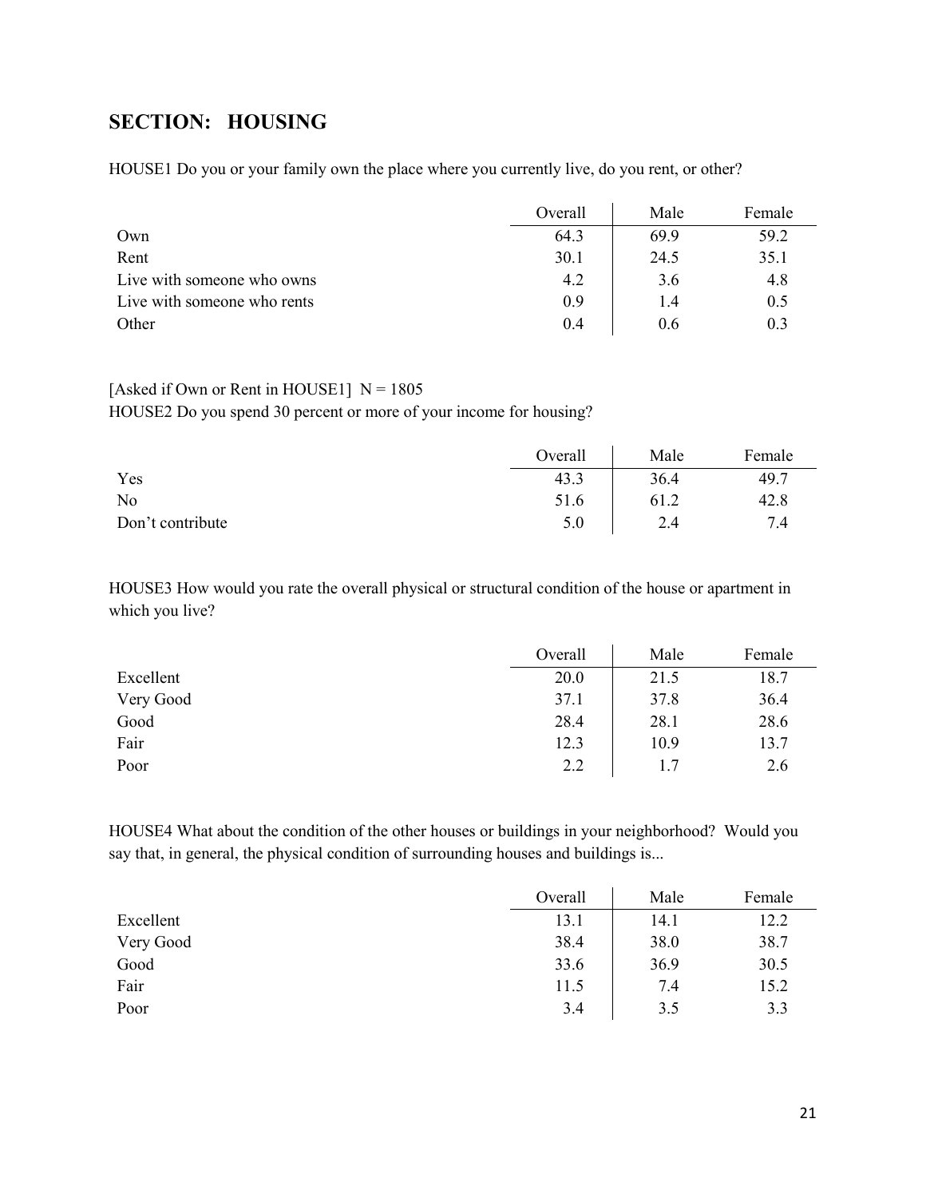## SECTION: HOUSING

HOUSE1 Do you or your family own the place where you currently live, do you rent, or other?

| | Overall | Male | Female |
|---|---|---|---|
| Own | 64.3 | 69.9 | 59.2 |
| Rent | 30.1 | 24.5 | 35.1 |
| Live with someone who owns | 4.2 | 3.6 | 4.8 |
| Live with someone who rents | 0.9 | 1.4 | 0.5 |
| Other | 0.4 | 0.6 | 0.3 |

[Asked if Own or Rent in HOUSE1] N = 1805
HOUSE2 Do you spend 30 percent or more of your income for housing?

| | Overall | Male | Female |
|---|---|---|---|
| Yes | 43.3 | 36.4 | 49.7 |
| No | 51.6 | 61.2 | 42.8 |
| Don't contribute | 5.0 | 2.4 | 7.4 |

HOUSE3 How would you rate the overall physical or structural condition of the house or apartment in which you live?

| | Overall | Male | Female |
|---|---|---|---|
| Excellent | 20.0 | 21.5 | 18.7 |
| Very Good | 37.1 | 37.8 | 36.4 |
| Good | 28.4 | 28.1 | 28.6 |
| Fair | 12.3 | 10.9 | 13.7 |
| Poor | 2.2 | 1.7 | 2.6 |

HOUSE4 What about the condition of the other houses or buildings in your neighborhood? Would you say that, in general, the physical condition of surrounding houses and buildings is...

| | Overall | Male | Female |
|---|---|---|---|
| Excellent | 13.1 | 14.1 | 12.2 |
| Very Good | 38.4 | 38.0 | 38.7 |
| Good | 33.6 | 36.9 | 30.5 |
| Fair | 11.5 | 7.4 | 15.2 |
| Poor | 3.4 | 3.5 | 3.3 |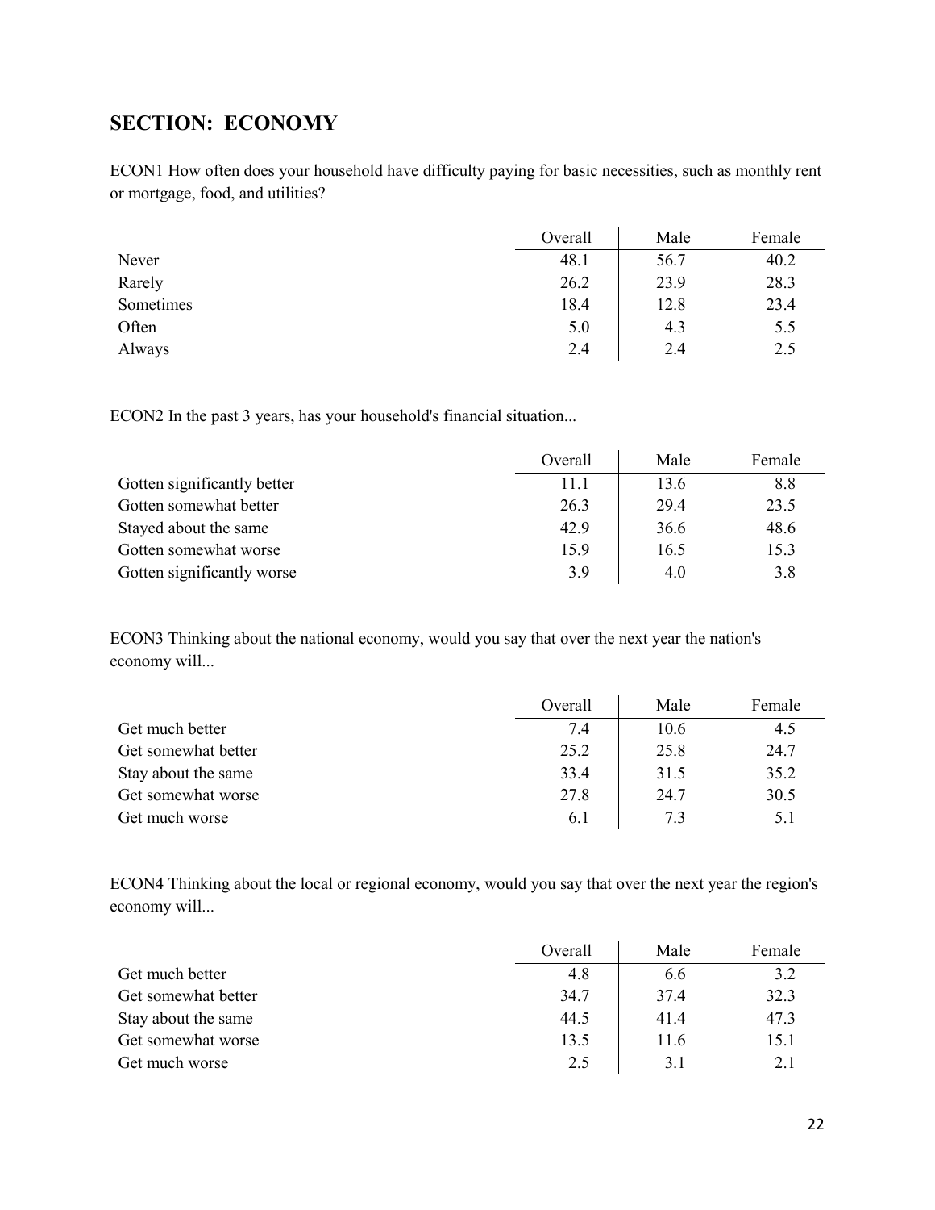## SECTION: ECONOMY

ECON1 How often does your household have difficulty paying for basic necessities, such as monthly rent or mortgage, food, and utilities?

| | Overall | Male | Female |
|---|---|---|---|
| Never | 48.1 | 56.7 | 40.2 |
| Rarely | 26.2 | 23.9 | 28.3 |
| Sometimes | 18.4 | 12.8 | 23.4 |
| Often | 5.0 | 4.3 | 5.5 |
| Always | 2.4 | 2.4 | 2.5 |

ECON2 In the past 3 years, has your household's financial situation...

| | Overall | Male | Female |
|---|---|---|---|
| Gotten significantly better | 11.1 | 13.6 | 8.8 |
| Gotten somewhat better | 26.3 | 29.4 | 23.5 |
| Stayed about the same | 42.9 | 36.6 | 48.6 |
| Gotten somewhat worse | 15.9 | 16.5 | 15.3 |
| Gotten significantly worse | 3.9 | 4.0 | 3.8 |

ECON3 Thinking about the national economy, would you say that over the next year the nation's economy will...

| | Overall | Male | Female |
|---|---|---|---|
| Get much better | 7.4 | 10.6 | 4.5 |
| Get somewhat better | 25.2 | 25.8 | 24.7 |
| Stay about the same | 33.4 | 31.5 | 35.2 |
| Get somewhat worse | 27.8 | 24.7 | 30.5 |
| Get much worse | 6.1 | 7.3 | 5.1 |

ECON4 Thinking about the local or regional economy, would you say that over the next year the region's economy will...

| | Overall | Male | Female |
|---|---|---|---|
| Get much better | 4.8 | 6.6 | 3.2 |
| Get somewhat better | 34.7 | 37.4 | 32.3 |
| Stay about the same | 44.5 | 41.4 | 47.3 |
| Get somewhat worse | 13.5 | 11.6 | 15.1 |
| Get much worse | 2.5 | 3.1 | 2.1 |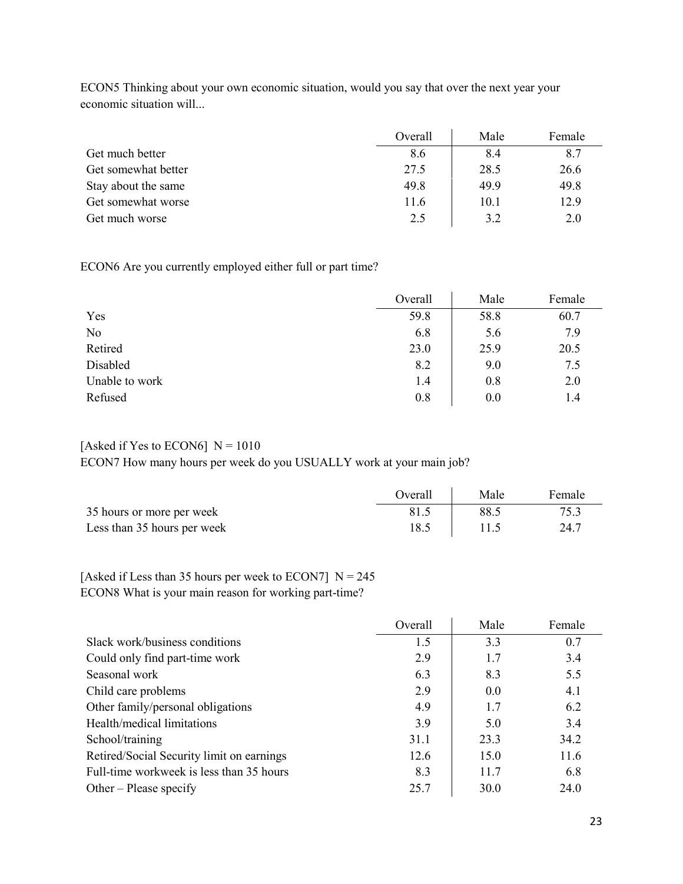ECON5 Thinking about your own economic situation, would you say that over the next year your economic situation will...

| | Overall | Male | Female |
|---|---|---|---|
| Get much better | 8.6 | 8.4 | 8.7 |
| Get somewhat better | 27.5 | 28.5 | 26.6 |
| Stay about the same | 49.8 | 49.9 | 49.8 |
| Get somewhat worse | 11.6 | 10.1 | 12.9 |
| Get much worse | 2.5 | 3.2 | 2.0 |

ECON6 Are you currently employed either full or part time?

| | Overall | Male | Female |
|---|---|---|---|
| Yes | 59.8 | 58.8 | 60.7 |
| No | 6.8 | 5.6 | 7.9 |
| Retired | 23.0 | 25.9 | 20.5 |
| Disabled | 8.2 | 9.0 | 7.5 |
| Unable to work | 1.4 | 0.8 | 2.0 |
| Refused | 0.8 | 0.0 | 1.4 |

[Asked if Yes to ECON6] N = 1010

ECON7 How many hours per week do you USUALLY work at your main job?

| | Overall | Male | Female |
|---|---|---|---|
| 35 hours or more per week | 81.5 | 88.5 | 75.3 |
| Less than 35 hours per week | 18.5 | 11.5 | 24.7 |

[Asked if Less than 35 hours per week to ECON7] N = 245

ECON8 What is your main reason for working part-time?

| | Overall | Male | Female |
|---|---|---|---|
| Slack work/business conditions | 1.5 | 3.3 | 0.7 |
| Could only find part-time work | 2.9 | 1.7 | 3.4 |
| Seasonal work | 6.3 | 8.3 | 5.5 |
| Child care problems | 2.9 | 0.0 | 4.1 |
| Other family/personal obligations | 4.9 | 1.7 | 6.2 |
| Health/medical limitations | 3.9 | 5.0 | 3.4 |
| School/training | 31.1 | 23.3 | 34.2 |
| Retired/Social Security limit on earnings | 12.6 | 15.0 | 11.6 |
| Full-time workweek is less than 35 hours | 8.3 | 11.7 | 6.8 |
| Other – Please specify | 25.7 | 30.0 | 24.0 |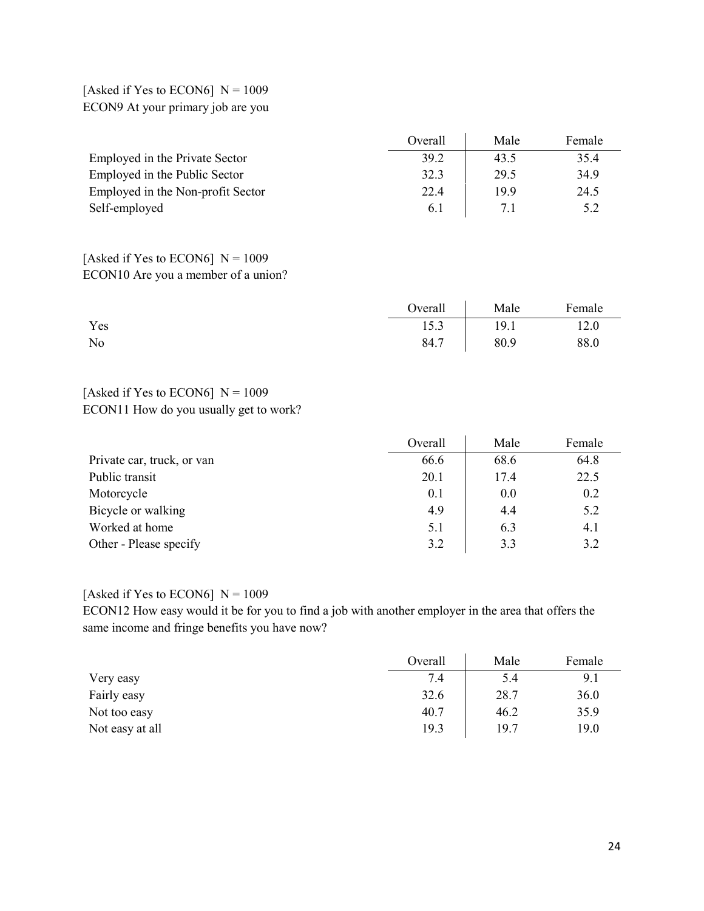[Asked if Yes to ECON6]  N = 1009
ECON9 At your primary job are you

| | Overall | Male | Female |
|---|---|---|---|
| Employed in the Private Sector | 39.2 | 43.5 | 35.4 |
| Employed in the Public Sector | 32.3 | 29.5 | 34.9 |
| Employed in the Non-profit Sector | 22.4 | 19.9 | 24.5 |
| Self-employed | 6.1 | 7.1 | 5.2 |

[Asked if Yes to ECON6]  N = 1009
ECON10 Are you a member of a union?

| | Overall | Male | Female |
|---|---|---|---|
| Yes | 15.3 | 19.1 | 12.0 |
| No | 84.7 | 80.9 | 88.0 |

[Asked if Yes to ECON6]  N = 1009
ECON11 How do you usually get to work?

| | Overall | Male | Female |
|---|---|---|---|
| Private car, truck, or van | 66.6 | 68.6 | 64.8 |
| Public transit | 20.1 | 17.4 | 22.5 |
| Motorcycle | 0.1 | 0.0 | 0.2 |
| Bicycle or walking | 4.9 | 4.4 | 5.2 |
| Worked at home | 5.1 | 6.3 | 4.1 |
| Other - Please specify | 3.2 | 3.3 | 3.2 |

[Asked if Yes to ECON6]  N = 1009
ECON12 How easy would it be for you to find a job with another employer in the area that offers the same income and fringe benefits you have now?

| | Overall | Male | Female |
|---|---|---|---|
| Very easy | 7.4 | 5.4 | 9.1 |
| Fairly easy | 32.6 | 28.7 | 36.0 |
| Not too easy | 40.7 | 46.2 | 35.9 |
| Not easy at all | 19.3 | 19.7 | 19.0 |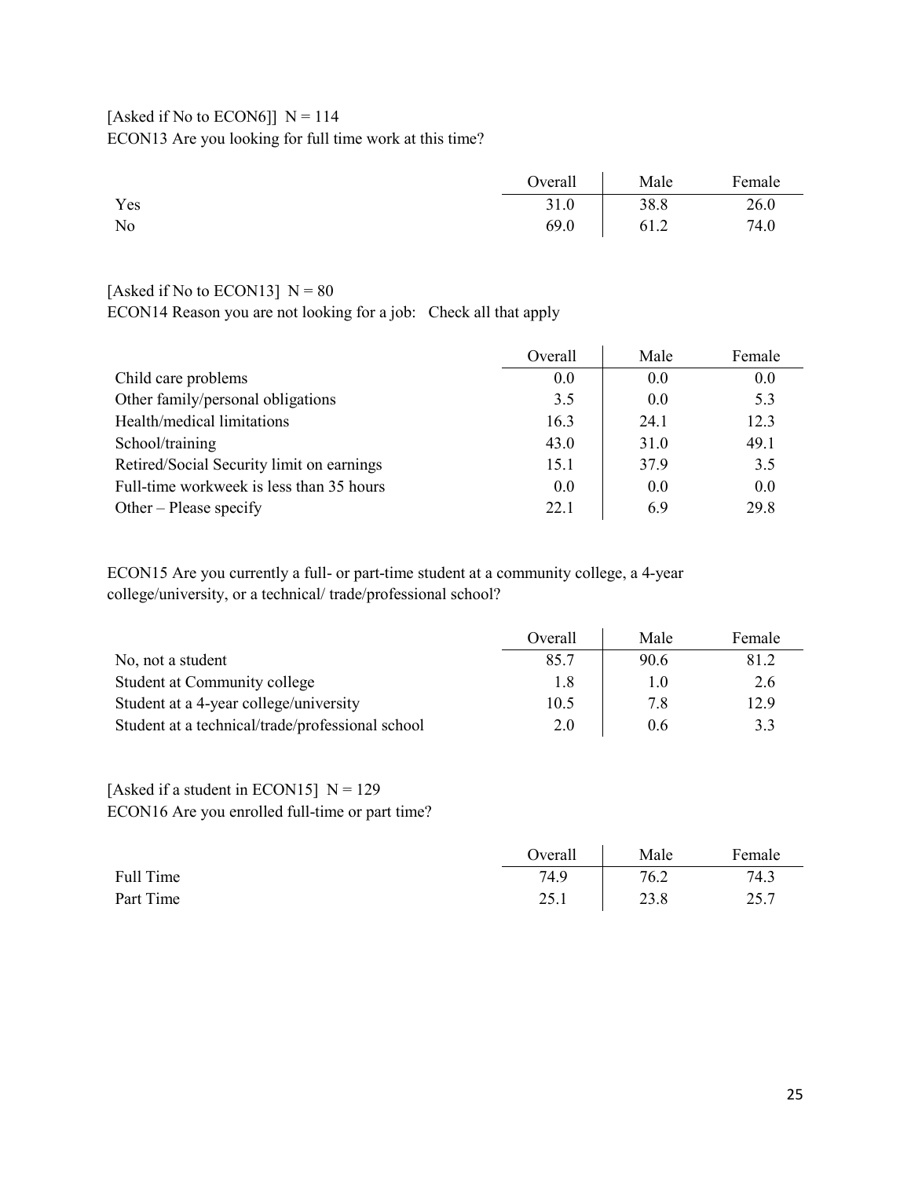[Asked if No to ECON6]]  N = 114

ECON13 Are you looking for full time work at this time?

| | Overall | Male | Female |
|---|---|---|---|
| Yes | 31.0 | 38.8 | 26.0 |
| No | 69.0 | 61.2 | 74.0 |

[Asked if No to ECON13]  N = 80

ECON14 Reason you are not looking for a job:   Check all that apply

| | Overall | Male | Female |
|---|---|---|---|
| Child care problems | 0.0 | 0.0 | 0.0 |
| Other family/personal obligations | 3.5 | 0.0 | 5.3 |
| Health/medical limitations | 16.3 | 24.1 | 12.3 |
| School/training | 43.0 | 31.0 | 49.1 |
| Retired/Social Security limit on earnings | 15.1 | 37.9 | 3.5 |
| Full-time workweek is less than 35 hours | 0.0 | 0.0 | 0.0 |
| Other – Please specify | 22.1 | 6.9 | 29.8 |

ECON15 Are you currently a full- or part-time student at a community college, a 4-year college/university, or a technical/ trade/professional school?

| | Overall | Male | Female |
|---|---|---|---|
| No, not a student | 85.7 | 90.6 | 81.2 |
| Student at Community college | 1.8 | 1.0 | 2.6 |
| Student at a 4-year college/university | 10.5 | 7.8 | 12.9 |
| Student at a technical/trade/professional school | 2.0 | 0.6 | 3.3 |

[Asked if a student in ECON15]  N = 129

ECON16 Are you enrolled full-time or part time?

| | Overall | Male | Female |
|---|---|---|---|
| Full Time | 74.9 | 76.2 | 74.3 |
| Part Time | 25.1 | 23.8 | 25.7 |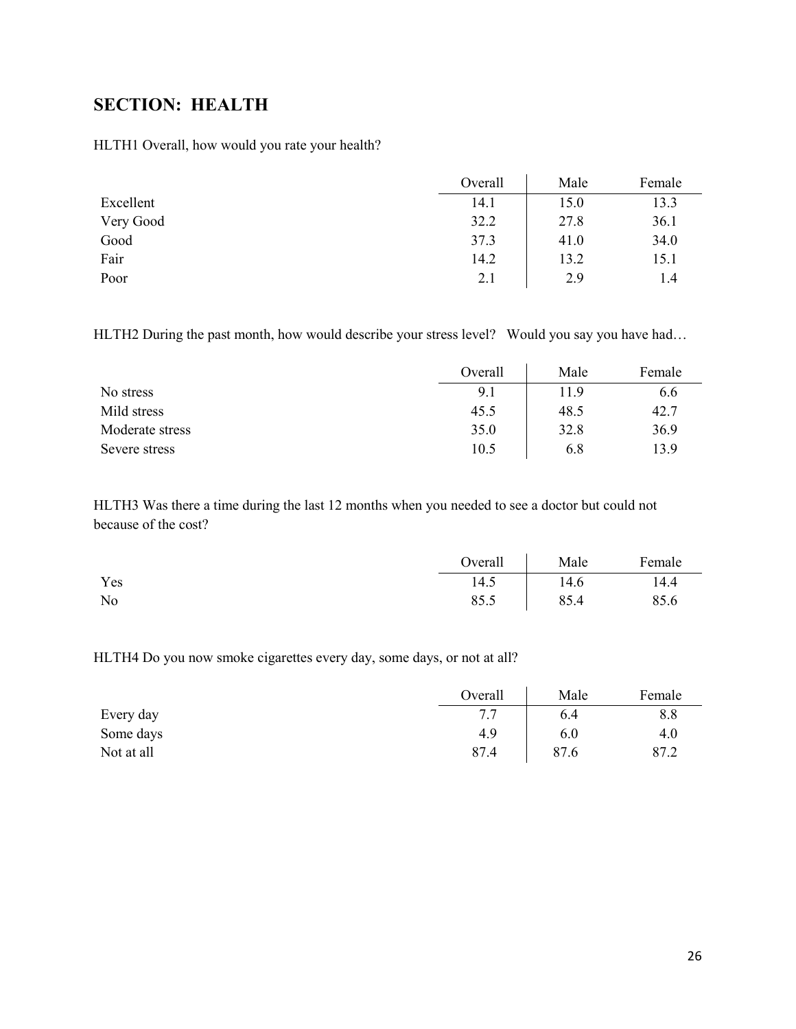## SECTION: HEALTH

HLTH1 Overall, how would you rate your health?

| | Overall | Male | Female |
|---|---|---|---|
| Excellent | 14.1 | 15.0 | 13.3 |
| Very Good | 32.2 | 27.8 | 36.1 |
| Good | 37.3 | 41.0 | 34.0 |
| Fair | 14.2 | 13.2 | 15.1 |
| Poor | 2.1 | 2.9 | 1.4 |

HLTH2 During the past month, how would describe your stress level? Would you say you have had…

| | Overall | Male | Female |
|---|---|---|---|
| No stress | 9.1 | 11.9 | 6.6 |
| Mild stress | 45.5 | 48.5 | 42.7 |
| Moderate stress | 35.0 | 32.8 | 36.9 |
| Severe stress | 10.5 | 6.8 | 13.9 |

HLTH3 Was there a time during the last 12 months when you needed to see a doctor but could not because of the cost?

| | Overall | Male | Female |
|---|---|---|---|
| Yes | 14.5 | 14.6 | 14.4 |
| No | 85.5 | 85.4 | 85.6 |

HLTH4 Do you now smoke cigarettes every day, some days, or not at all?

| | Overall | Male | Female |
|---|---|---|---|
| Every day | 7.7 | 6.4 | 8.8 |
| Some days | 4.9 | 6.0 | 4.0 |
| Not at all | 87.4 | 87.6 | 87.2 |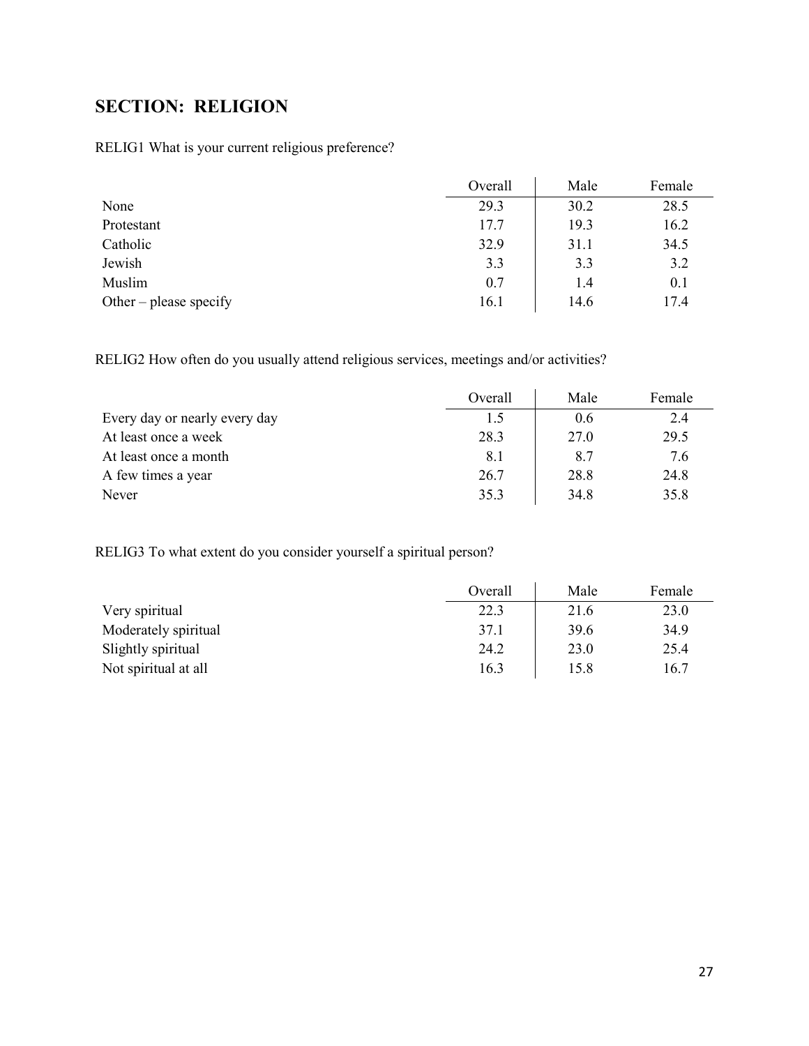## SECTION: RELIGION

RELIG1 What is your current religious preference?

| | Overall | Male | Female |
|---|---|---|---|
| None | 29.3 | 30.2 | 28.5 |
| Protestant | 17.7 | 19.3 | 16.2 |
| Catholic | 32.9 | 31.1 | 34.5 |
| Jewish | 3.3 | 3.3 | 3.2 |
| Muslim | 0.7 | 1.4 | 0.1 |
| Other – please specify | 16.1 | 14.6 | 17.4 |

RELIG2 How often do you usually attend religious services, meetings and/or activities?

| | Overall | Male | Female |
|---|---|---|---|
| Every day or nearly every day | 1.5 | 0.6 | 2.4 |
| At least once a week | 28.3 | 27.0 | 29.5 |
| At least once a month | 8.1 | 8.7 | 7.6 |
| A few times a year | 26.7 | 28.8 | 24.8 |
| Never | 35.3 | 34.8 | 35.8 |

RELIG3 To what extent do you consider yourself a spiritual person?

| | Overall | Male | Female |
|---|---|---|---|
| Very spiritual | 22.3 | 21.6 | 23.0 |
| Moderately spiritual | 37.1 | 39.6 | 34.9 |
| Slightly spiritual | 24.2 | 23.0 | 25.4 |
| Not spiritual at all | 16.3 | 15.8 | 16.7 |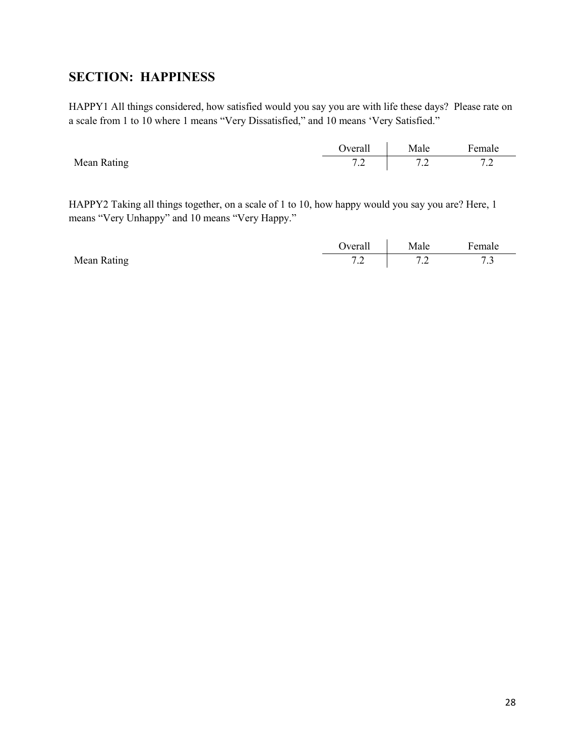## SECTION: HAPPINESS

HAPPY1 All things considered, how satisfied would you say you are with life these days? Please rate on a scale from 1 to 10 where 1 means "Very Dissatisfied," and 10 means 'Very Satisfied."

| | Overall | Male | Female |
|---|---|---|---|
| Mean Rating | 7.2 | 7.2 | 7.2 |

HAPPY2 Taking all things together, on a scale of 1 to 10, how happy would you say you are? Here, 1 means "Very Unhappy" and 10 means "Very Happy."

| | Overall | Male | Female |
|---|---|---|---|
| Mean Rating | 7.2 | 7.2 | 7.3 |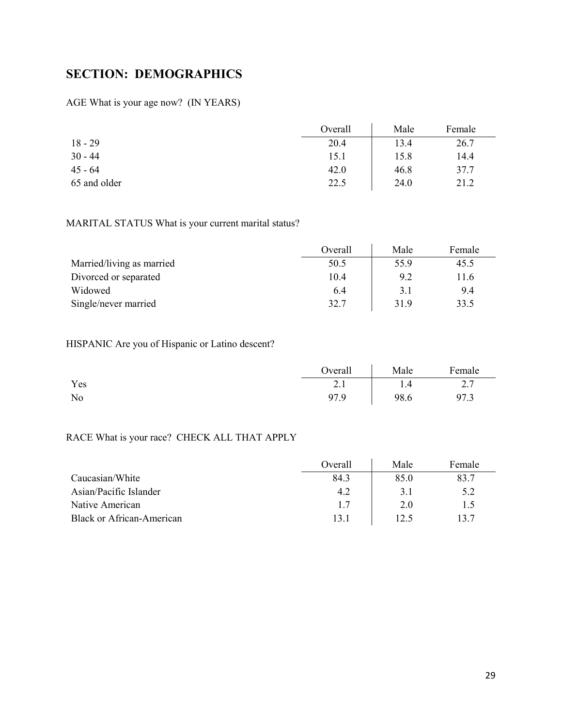## SECTION: DEMOGRAPHICS

AGE What is your age now? (IN YEARS)

| | Overall | Male | Female |
|---|---|---|---|
| 18 - 29 | 20.4 | 13.4 | 26.7 |
| 30 - 44 | 15.1 | 15.8 | 14.4 |
| 45 - 64 | 42.0 | 46.8 | 37.7 |
| 65 and older | 22.5 | 24.0 | 21.2 |

MARITAL STATUS What is your current marital status?

| | Overall | Male | Female |
|---|---|---|---|
| Married/living as married | 50.5 | 55.9 | 45.5 |
| Divorced or separated | 10.4 | 9.2 | 11.6 |
| Widowed | 6.4 | 3.1 | 9.4 |
| Single/never married | 32.7 | 31.9 | 33.5 |

HISPANIC Are you of Hispanic or Latino descent?

| | Overall | Male | Female |
|---|---|---|---|
| Yes | 2.1 | 1.4 | 2.7 |
| No | 97.9 | 98.6 | 97.3 |

RACE What is your race? CHECK ALL THAT APPLY

| | Overall | Male | Female |
|---|---|---|---|
| Caucasian/White | 84.3 | 85.0 | 83.7 |
| Asian/Pacific Islander | 4.2 | 3.1 | 5.2 |
| Native American | 1.7 | 2.0 | 1.5 |
| Black or African-American | 13.1 | 12.5 | 13.7 |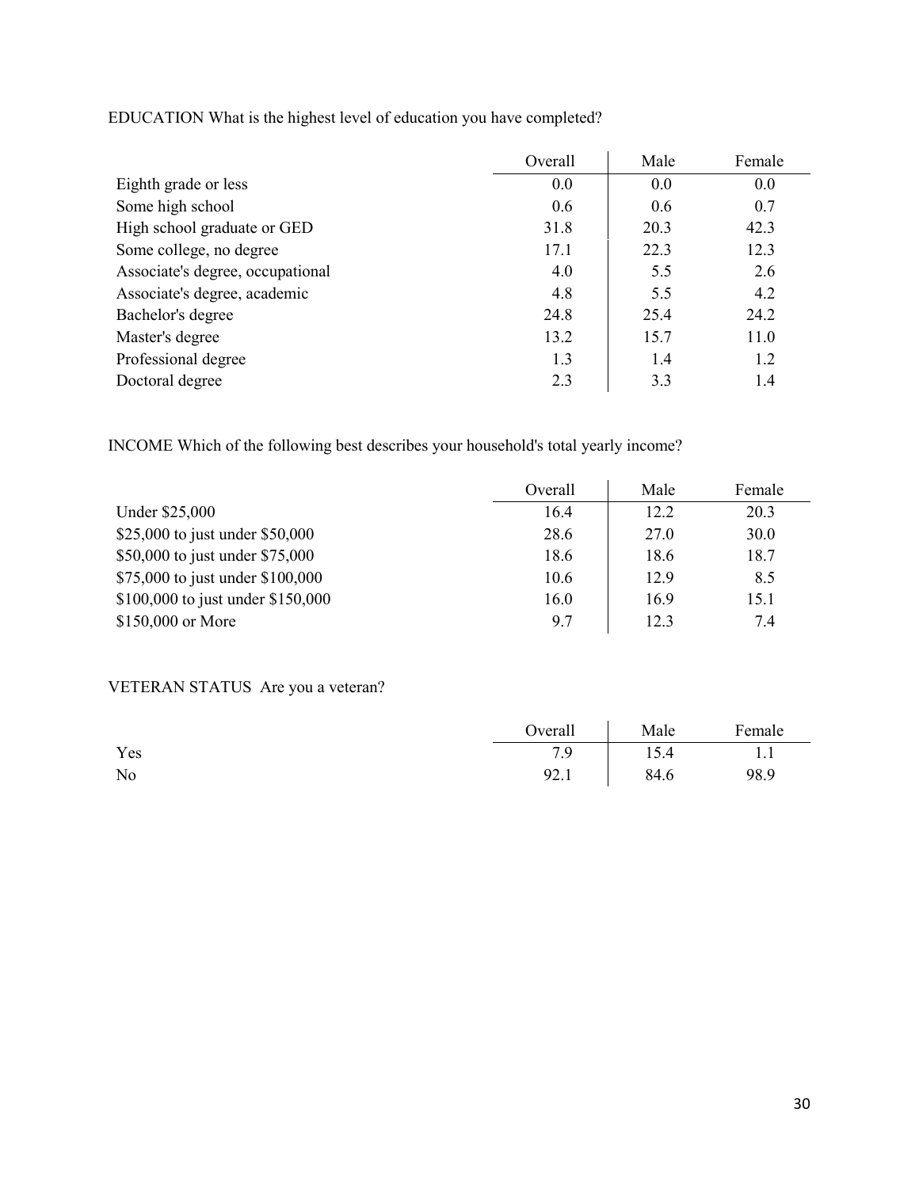EDUCATION What is the highest level of education you have completed?

| | Overall | Male | Female |
|---|---|---|---|
| Eighth grade or less | 0.0 | 0.0 | 0.0 |
| Some high school | 0.6 | 0.6 | 0.7 |
| High school graduate or GED | 31.8 | 20.3 | 42.3 |
| Some college, no degree | 17.1 | 22.3 | 12.3 |
| Associate's degree, occupational | 4.0 | 5.5 | 2.6 |
| Associate's degree, academic | 4.8 | 5.5 | 4.2 |
| Bachelor's degree | 24.8 | 25.4 | 24.2 |
| Master's degree | 13.2 | 15.7 | 11.0 |
| Professional degree | 1.3 | 1.4 | 1.2 |
| Doctoral degree | 2.3 | 3.3 | 1.4 |

INCOME Which of the following best describes your household's total yearly income?

| | Overall | Male | Female |
|---|---|---|---|
| Under $25,000 | 16.4 | 12.2 | 20.3 |
| $25,000 to just under $50,000 | 28.6 | 27.0 | 30.0 |
| $50,000 to just under $75,000 | 18.6 | 18.6 | 18.7 |
| $75,000 to just under $100,000 | 10.6 | 12.9 | 8.5 |
| $100,000 to just under $150,000 | 16.0 | 16.9 | 15.1 |
| $150,000 or More | 9.7 | 12.3 | 7.4 |

VETERAN STATUS Are you a veteran?

| | Overall | Male | Female |
|---|---|---|---|
| Yes | 7.9 | 15.4 | 1.1 |
| No | 92.1 | 84.6 | 98.9 |